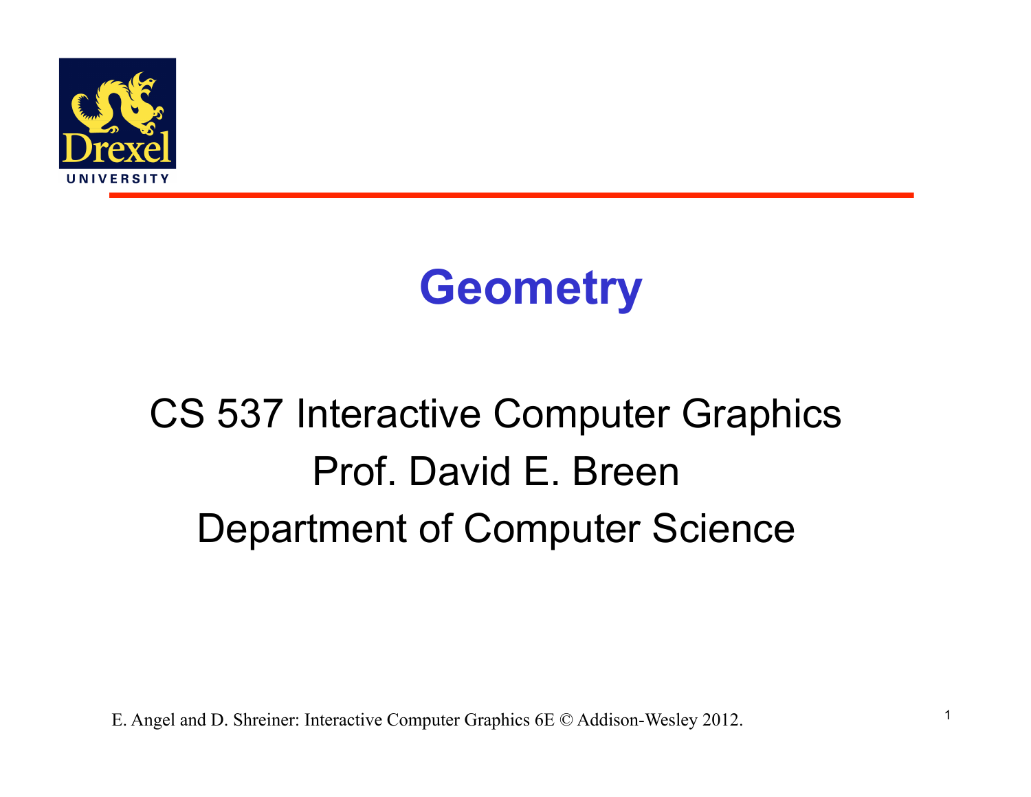# Geometry

CS 537 Interactive Computer Graphics

Prof. David E. Breen

Department of Computer Science

E. Angel and D. Shreiner: Interactive Computer Graphics 6E © Addison-Wesley 2012.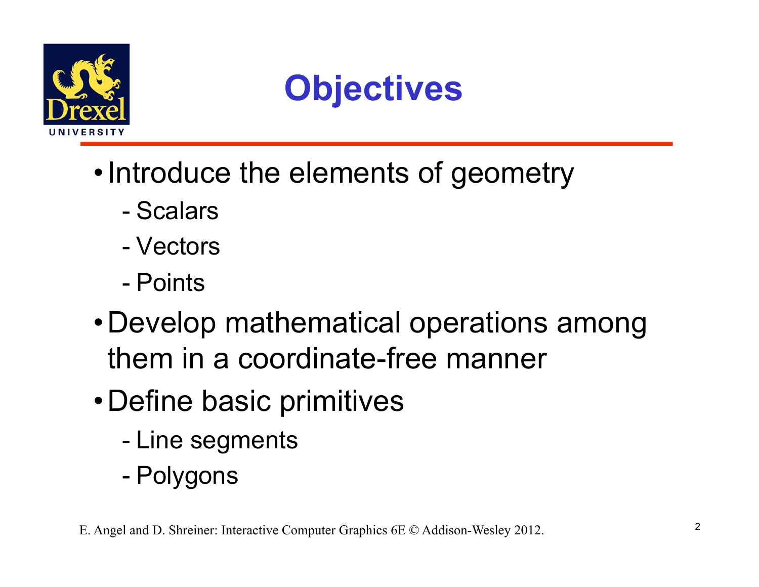# Objectives

- Introduce the elements of geometry
  - Scalars
  - Vectors
  - Points
- Develop mathematical operations among them in a coordinate-free manner
- Define basic primitives
  - Line segments
  - Polygons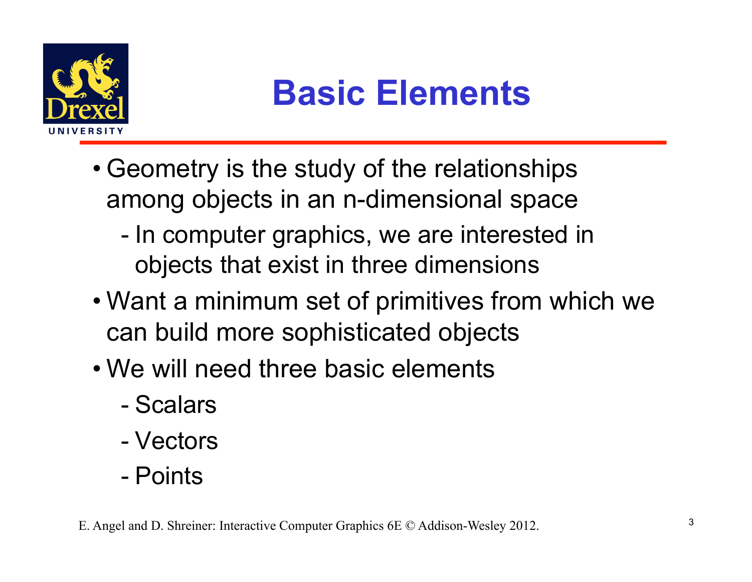# Basic Elements

- Geometry is the study of the relationships among objects in an n-dimensional space
  - In computer graphics, we are interested in objects that exist in three dimensions
- Want a minimum set of primitives from which we can build more sophisticated objects
- We will need three basic elements
  - Scalars
  - Vectors
  - Points

E. Angel and D. Shreiner: Interactive Computer Graphics 6E © Addison-Wesley 2012.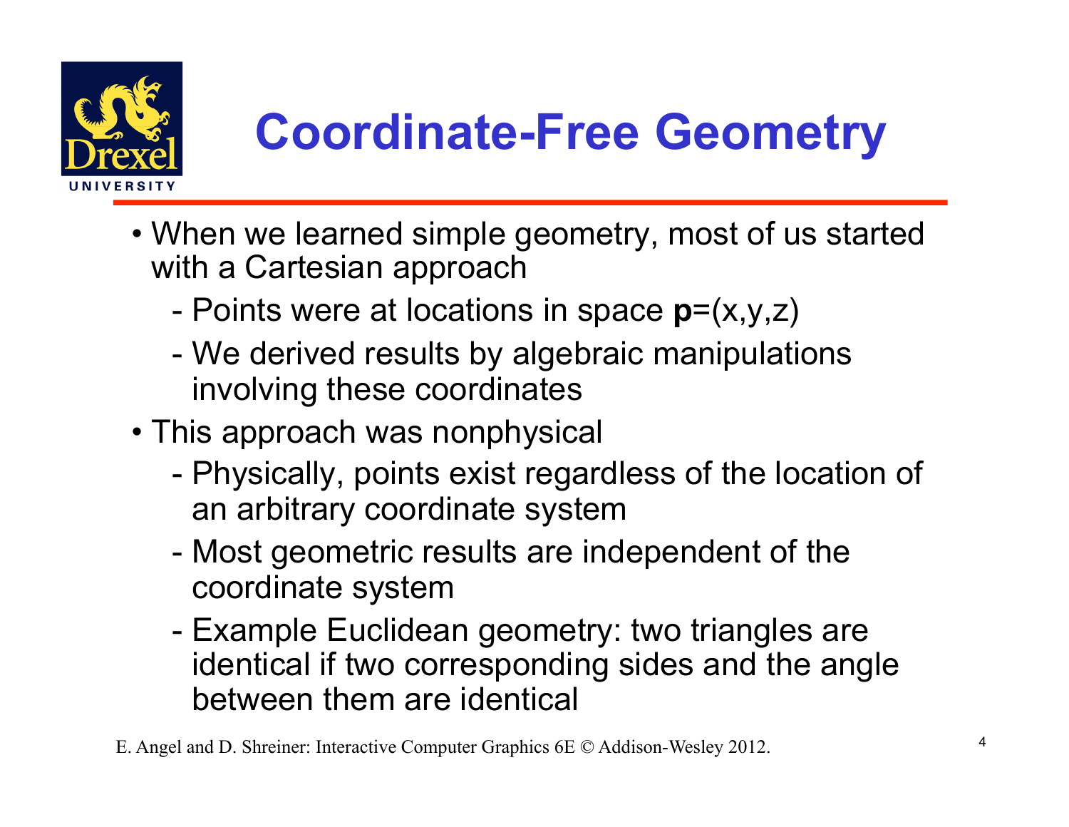# Coordinate-Free Geometry

- When we learned simple geometry, most of us started with a Cartesian approach
  - Points were at locations in space **p**=(x,y,z)
  - We derived results by algebraic manipulations involving these coordinates
- This approach was nonphysical
  - Physically, points exist regardless of the location of an arbitrary coordinate system
  - Most geometric results are independent of the coordinate system
  - Example Euclidean geometry: two triangles are identical if two corresponding sides and the angle between them are identical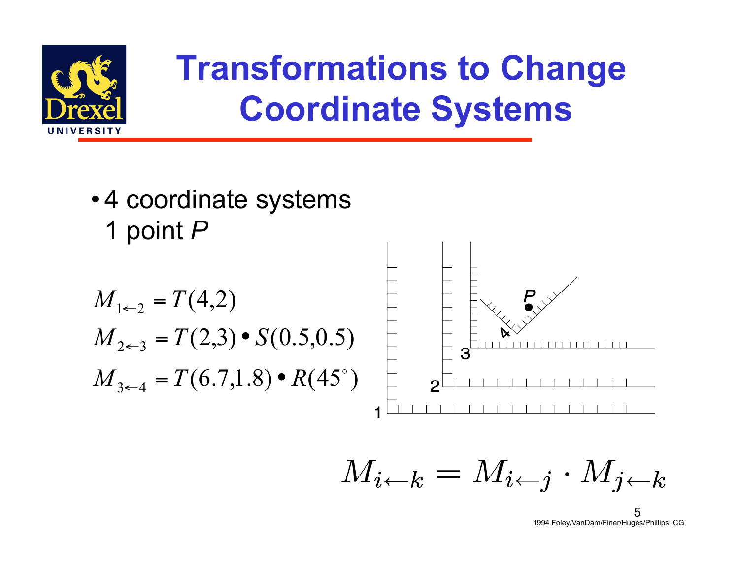# Transformations to Change Coordinate Systems

- 4 coordinate systems
  1 point $P$

$$M_{1 \leftarrow 2} = T(4,2)$$

$$M_{2 \leftarrow 3} = T(2,3) \bullet S(0.5,0.5)$$

$$M_{3 \leftarrow 4} = T(6.7,1.8) \bullet R(45^\circ)$$

$$M_{i \leftarrow k} = M_{i \leftarrow j} \cdot M_{j \leftarrow k}$$

1994 Foley/VanDam/Finer/Huges/Phillips ICG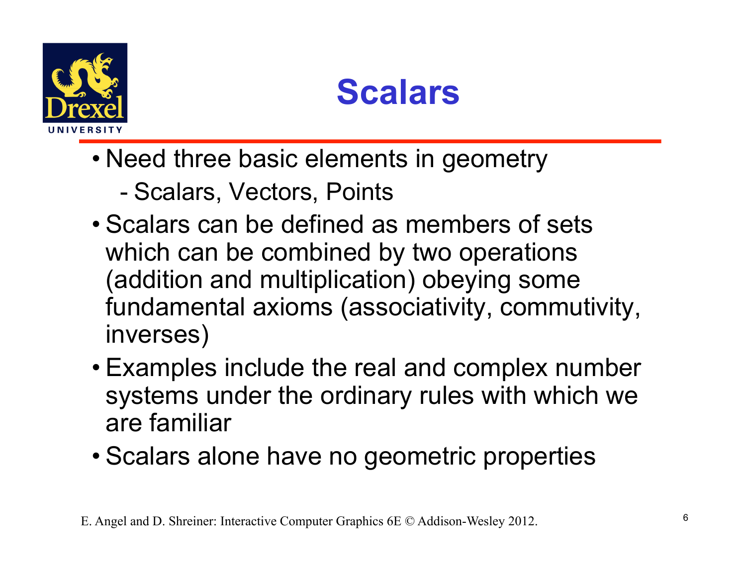# Scalars

- Need three basic elements in geometry
  - Scalars, Vectors, Points
- Scalars can be defined as members of sets which can be combined by two operations (addition and multiplication) obeying some fundamental axioms (associativity, commutivity, inverses)
- Examples include the real and complex number systems under the ordinary rules with which we are familiar
- Scalars alone have no geometric properties

E. Angel and D. Shreiner: Interactive Computer Graphics 6E © Addison-Wesley 2012.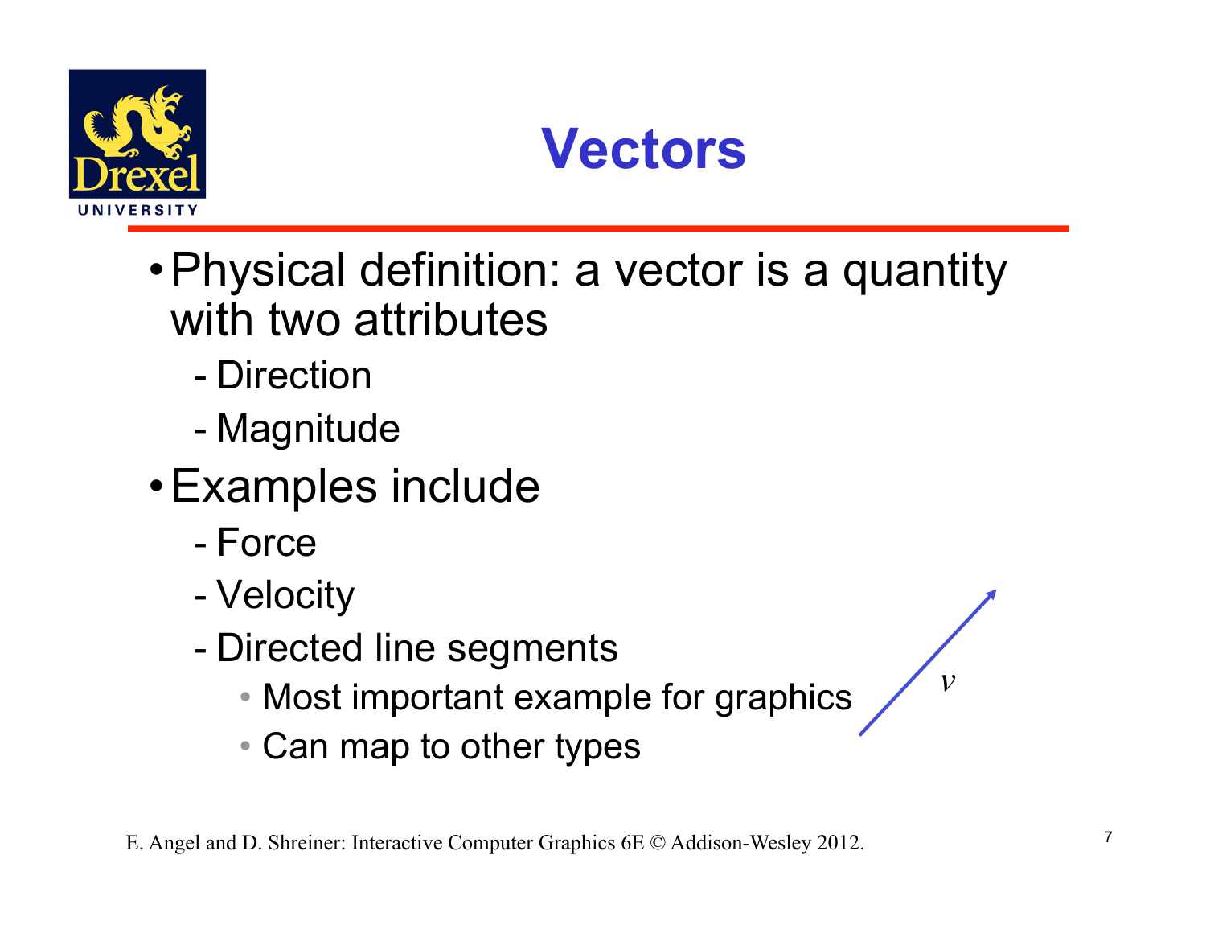# Vectors

- Physical definition: a vector is a quantity with two attributes
  - Direction
  - Magnitude
- Examples include
  - Force
  - Velocity
  - Directed line segments
    - Most important example for graphics
    - Can map to other types

$v$

E. Angel and D. Shreiner: Interactive Computer Graphics 6E © Addison-Wesley 2012.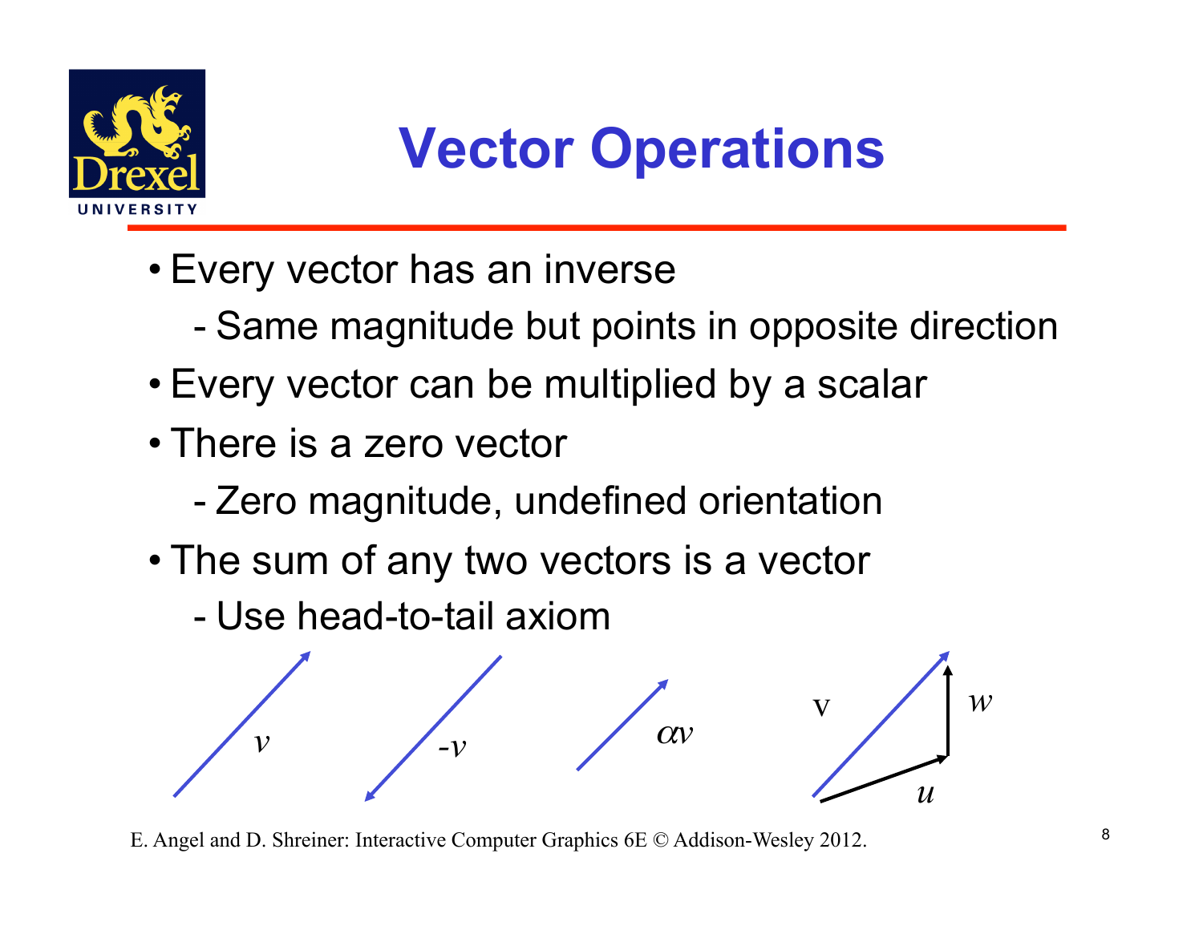# Vector Operations

- Every vector has an inverse
  - Same magnitude but points in opposite direction
- Every vector can be multiplied by a scalar
- There is a zero vector
  - Zero magnitude, undefined orientation
- The sum of any two vectors is a vector
  - Use head-to-tail axiom

E. Angel and D. Shreiner: Interactive Computer Graphics 6E © Addison-Wesley 2012.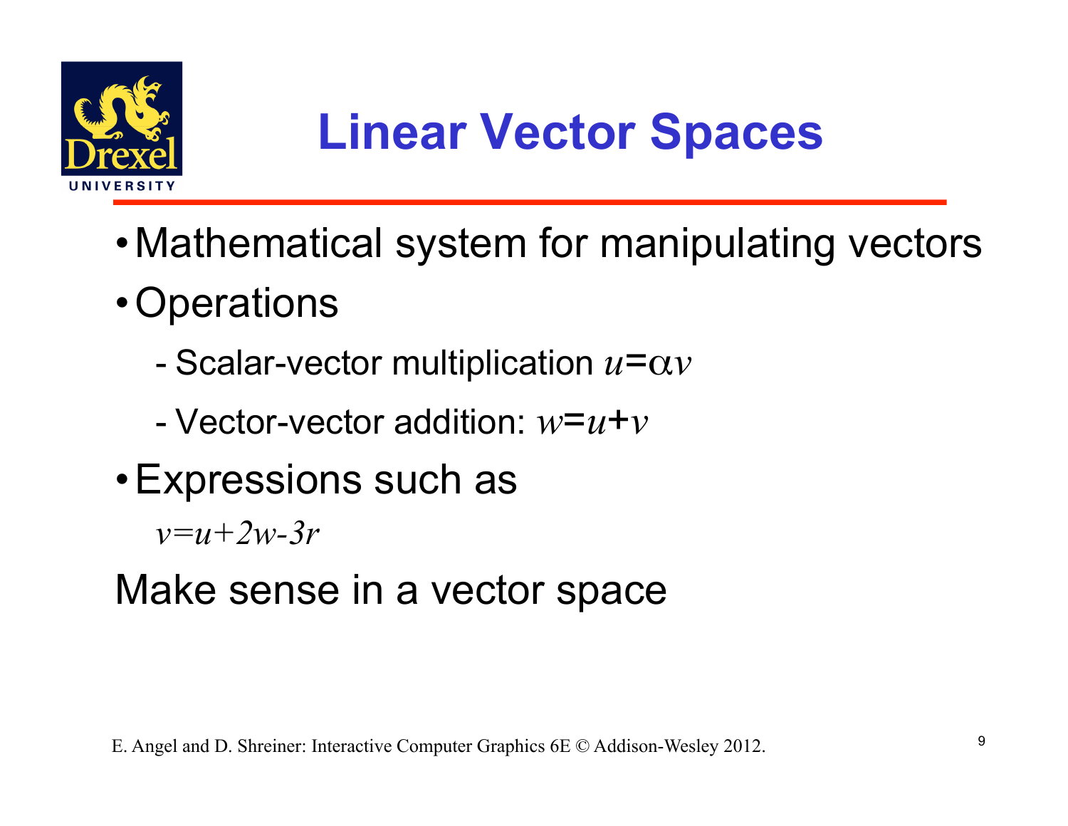# Linear Vector Spaces

- Mathematical system for manipulating vectors
- Operations
  - Scalar-vector multiplication $u=\alpha v$
  - Vector-vector addition: $w=u+v$
- Expressions such as

  $v=u+2w-3r$

Make sense in a vector space

E. Angel and D. Shreiner: Interactive Computer Graphics 6E © Addison-Wesley 2012.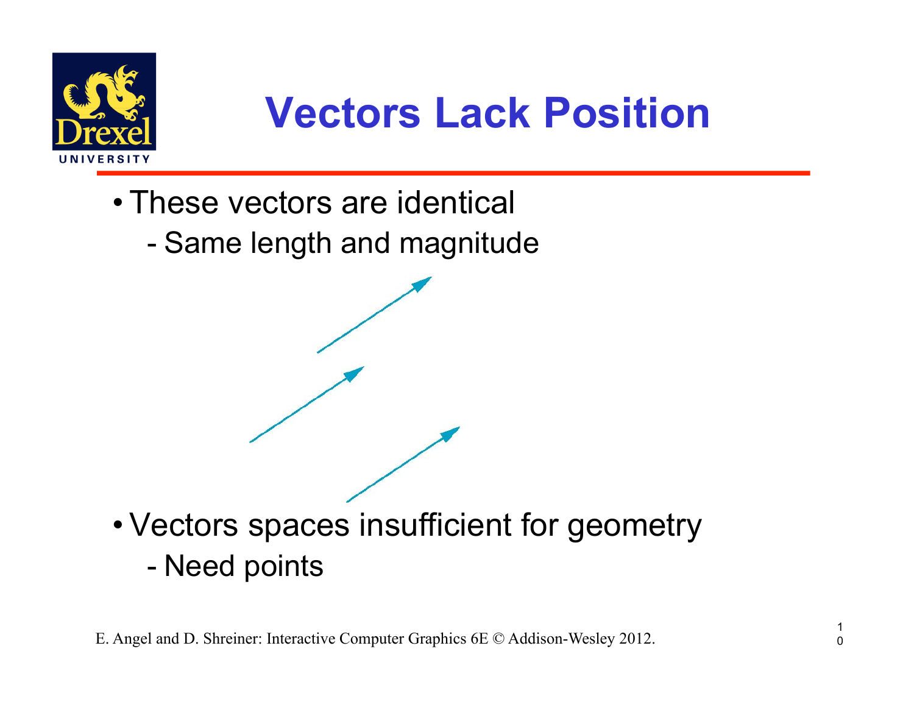# Vectors Lack Position

- These vectors are identical
  - Same length and magnitude

- Vectors spaces insufficient for geometry
  - Need points

E. Angel and D. Shreiner: Interactive Computer Graphics 6E © Addison-Wesley 2012.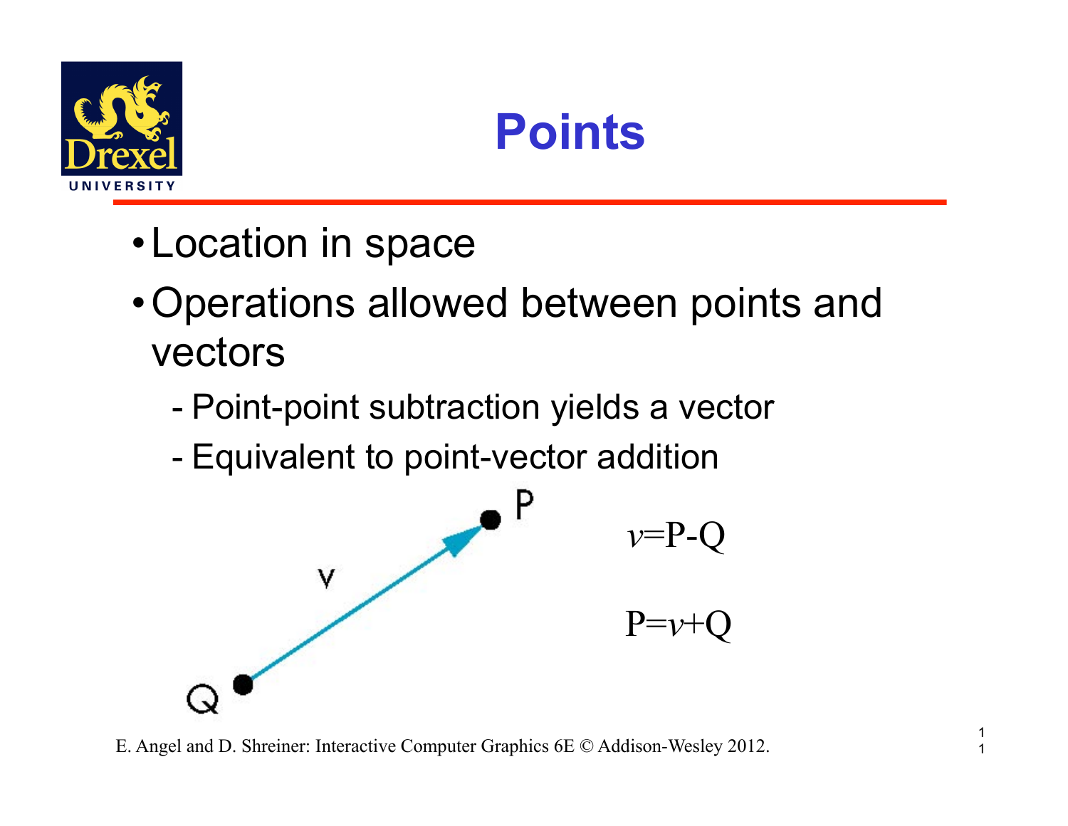# Points

- Location in space
- Operations allowed between points and vectors
  - Point-point subtraction yields a vector
  - Equivalent to point-vector addition

$$v = P - Q$$

$$P = v + Q$$

E. Angel and D. Shreiner: Interactive Computer Graphics 6E © Addison-Wesley 2012.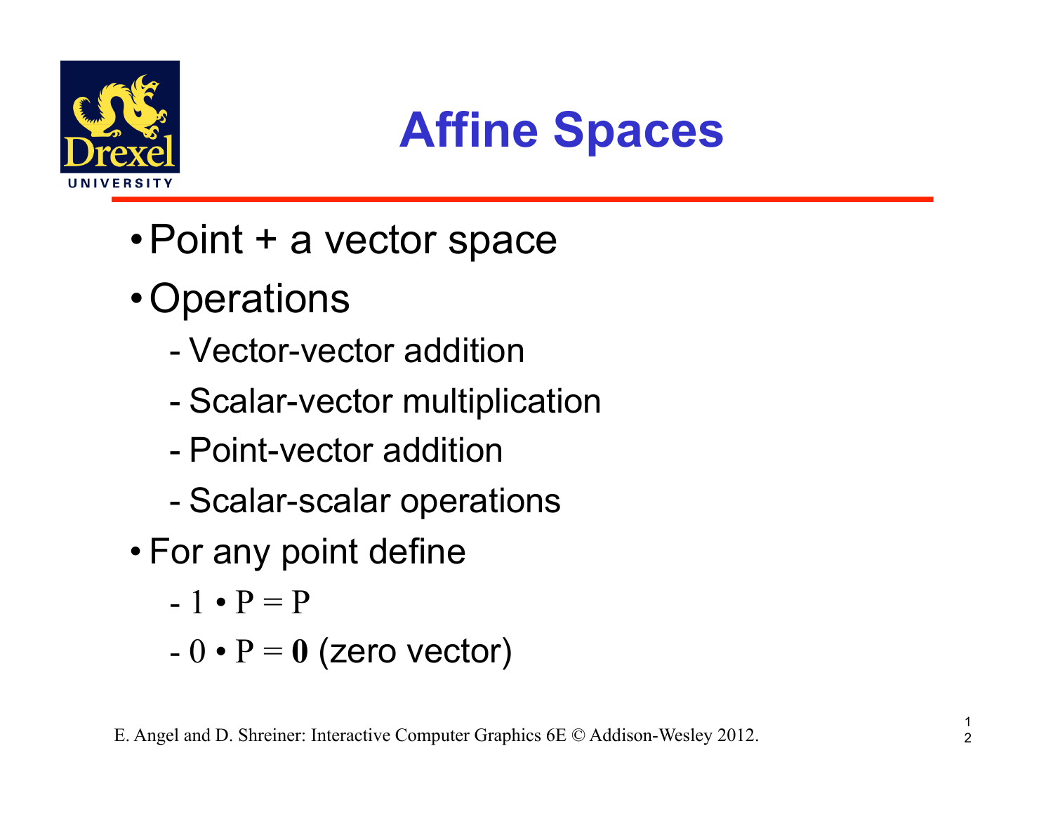# Affine Spaces

- Point + a vector space
- Operations
  - Vector-vector addition
  - Scalar-vector multiplication
  - Point-vector addition
  - Scalar-scalar operations
- For any point define
  - $1 \cdot P = P$
  - $0 \cdot P = \mathbf{0}$ (zero vector)

E. Angel and D. Shreiner: Interactive Computer Graphics 6E © Addison-Wesley 2012.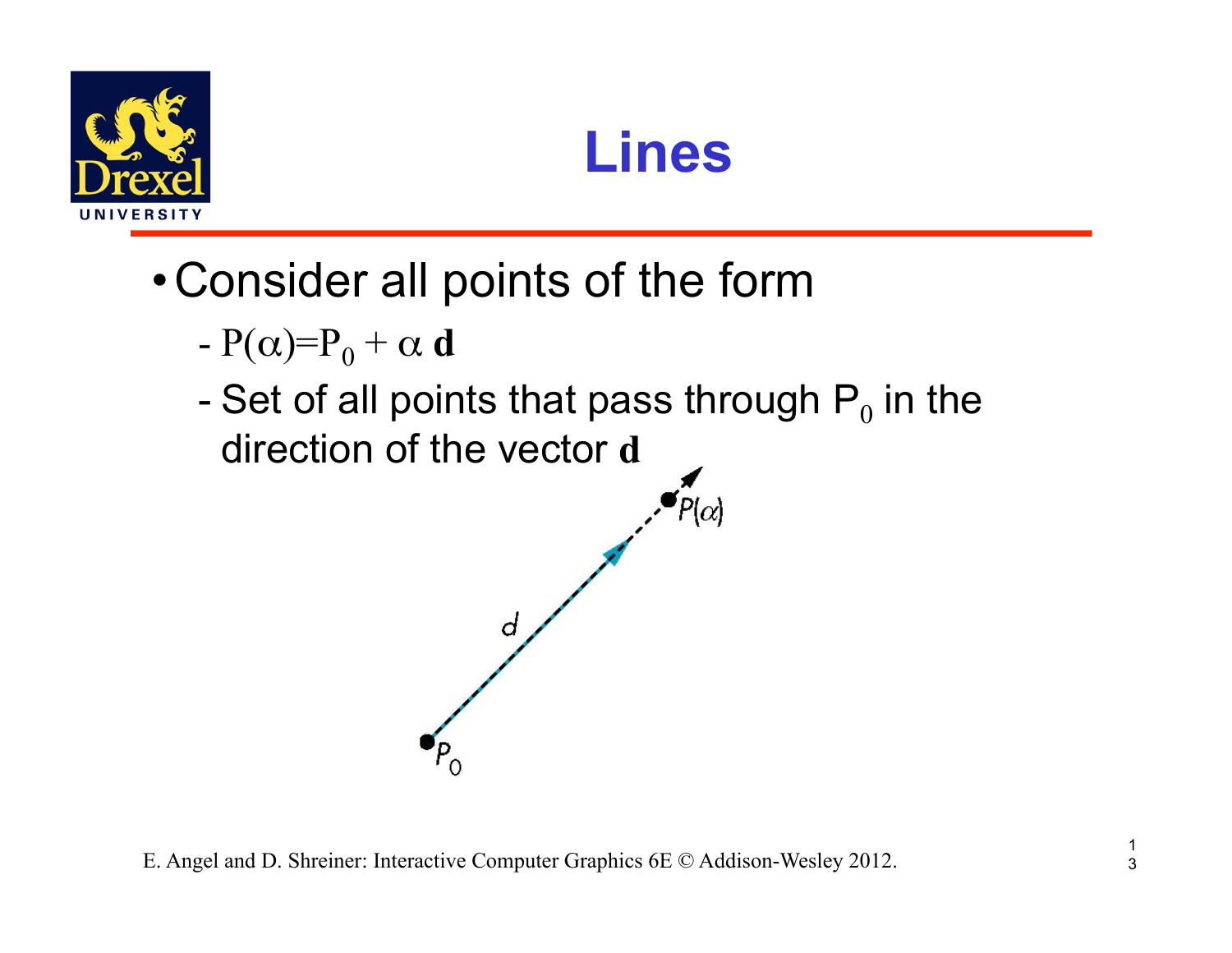# Lines

- Consider all points of the form
  - $P(\alpha)=P_0 + \alpha \, \mathbf{d}$
  - Set of all points that pass through $P_0$ in the direction of the vector $\mathbf{d}$

E. Angel and D. Shreiner: Interactive Computer Graphics 6E © Addison-Wesley 2012.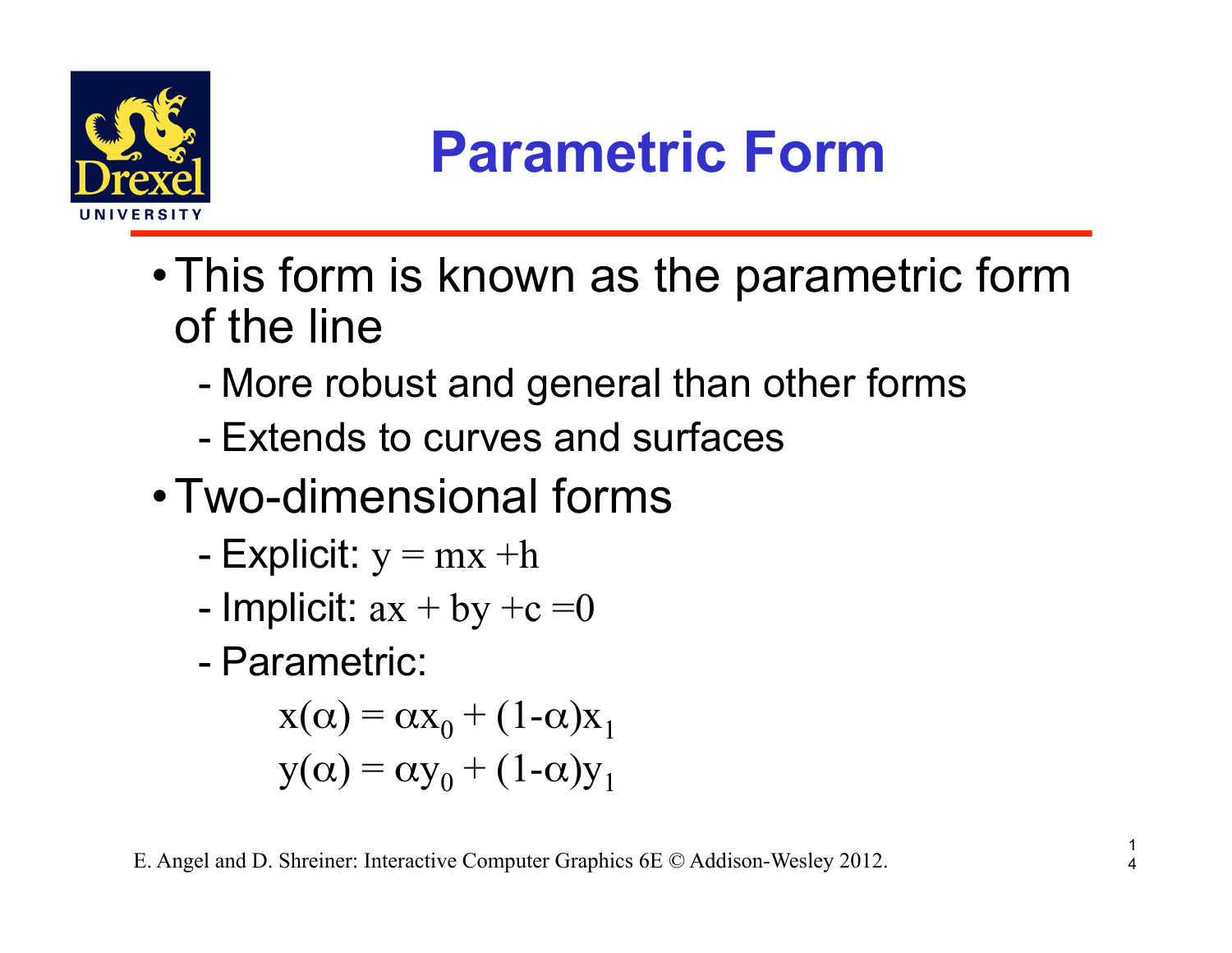# Parametric Form

- This form is known as the parametric form of the line
  - More robust and general than other forms
  - Extends to curves and surfaces
- Two-dimensional forms
  - Explicit: $y = mx + h$
  - Implicit: $ax + by + c = 0$
  - Parametric:

$$x(\alpha) = \alpha x_0 + (1-\alpha)x_1$$
$$y(\alpha) = \alpha y_0 + (1-\alpha)y_1$$

E. Angel and D. Shreiner: Interactive Computer Graphics 6E © Addison-Wesley 2012.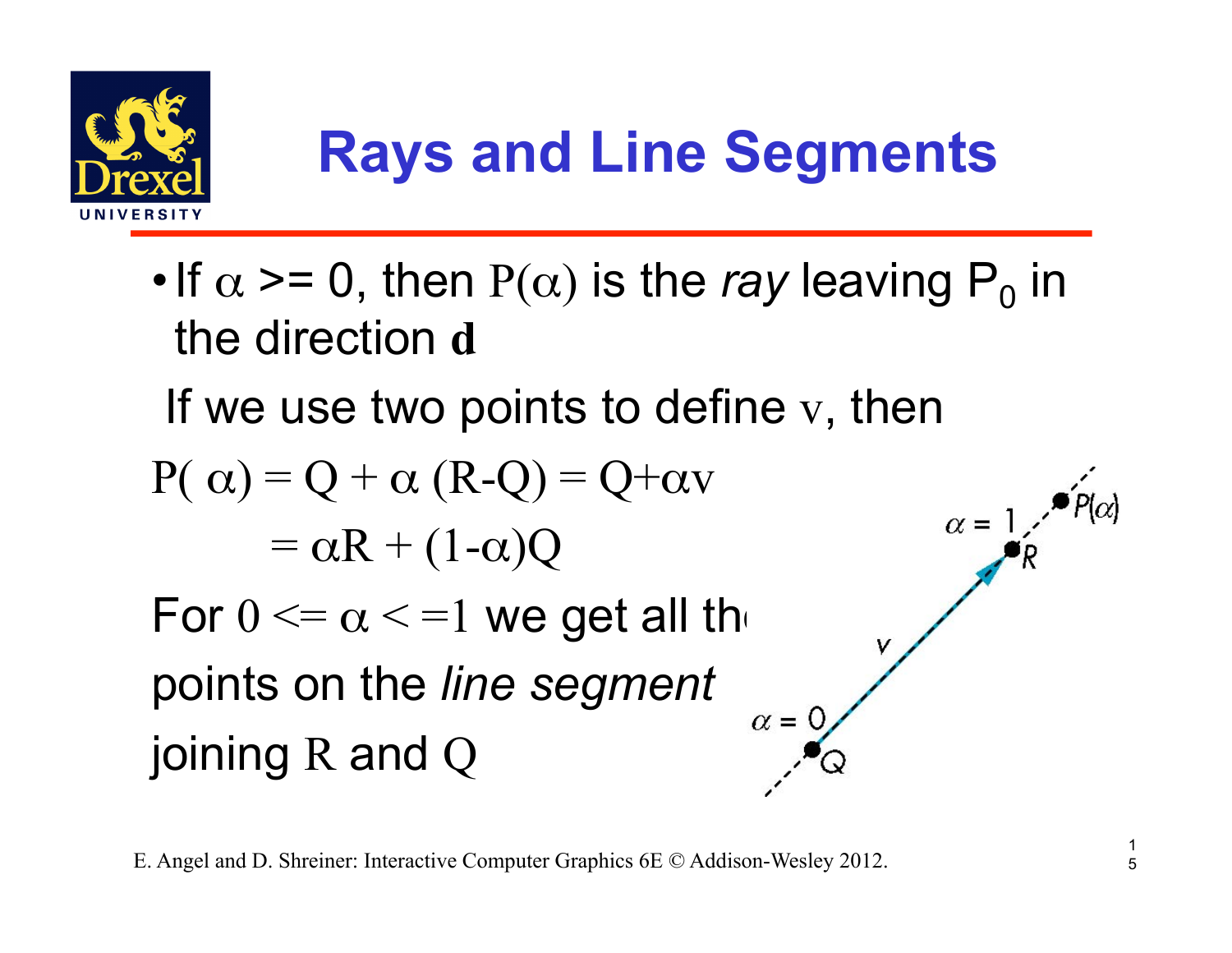# Rays and Line Segments

- If $\alpha >= 0$, then $P(\alpha)$ is the *ray* leaving $P_0$ in the direction $\mathbf{d}$

If we use two points to define $v$, then

$$P(\alpha) = Q + \alpha (R-Q) = Q+\alpha v$$
$$= \alpha R + (1-\alpha)Q$$

For $0 <= \alpha <= 1$ we get all the points on the *line segment* joining $R$ and $Q$

E. Angel and D. Shreiner: Interactive Computer Graphics 6E © Addison-Wesley 2012.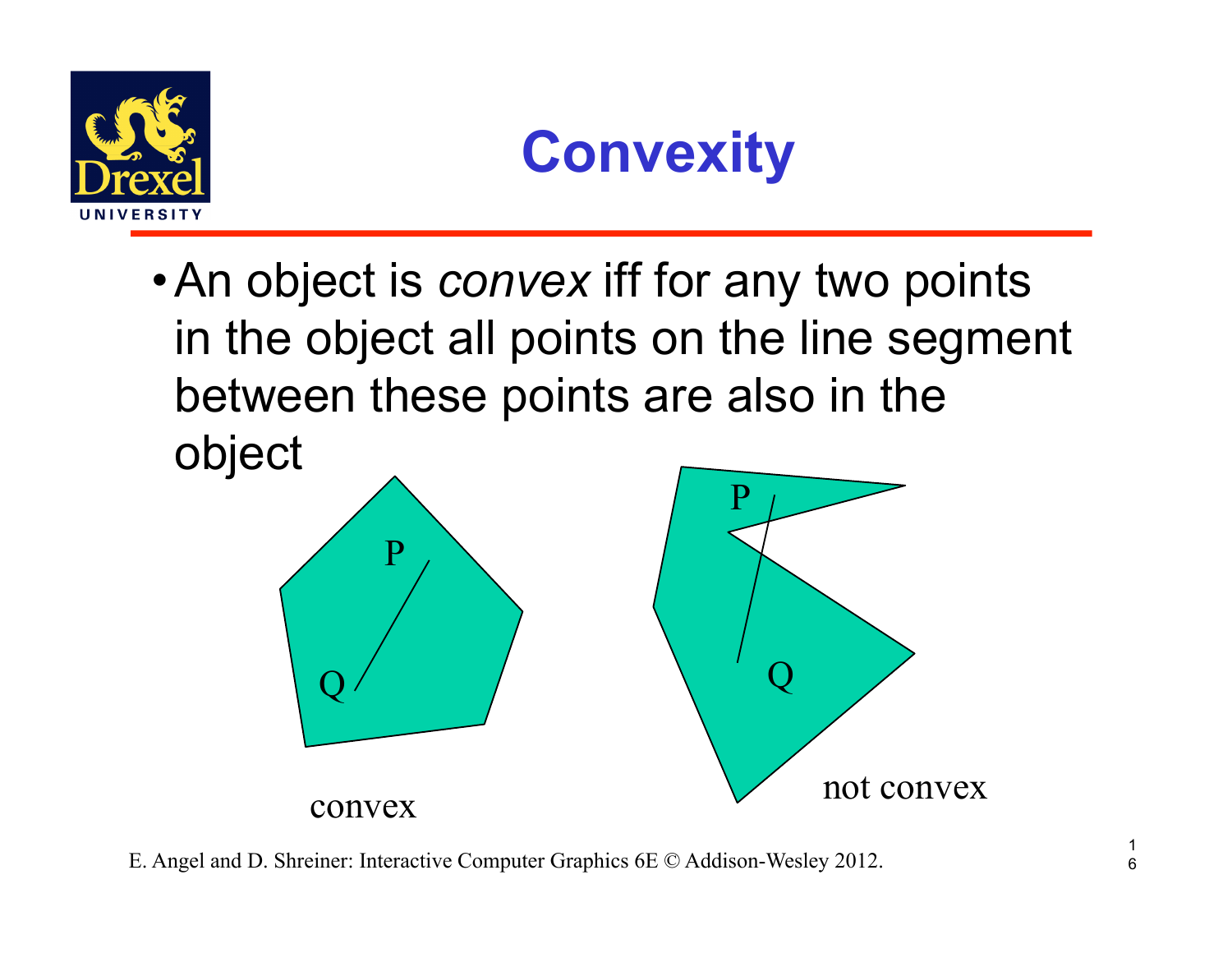# Convexity

- An object is *convex* iff for any two points in the object all points on the line segment between these points are also in the object

P

Q

convex

P

Q

not convex

E. Angel and D. Shreiner: Interactive Computer Graphics 6E © Addison-Wesley 2012.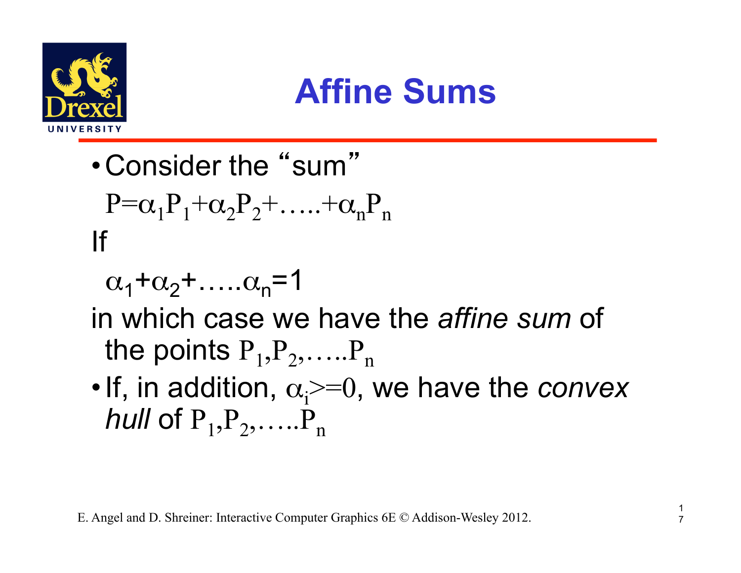# Affine Sums

- Consider the "sum"

  $$P=\alpha_1P_1+\alpha_2P_2+\ldots..+\alpha_nP_n$$

If

$$\alpha_1+\alpha_2+\ldots..\alpha_n=1$$

in which case we have the *affine sum* of the points $P_1,P_2,\ldots..P_n$

- If, in addition, $\alpha_i>=0$, we have the *convex hull* of $P_1,P_2,\ldots..P_n$

E. Angel and D. Shreiner: Interactive Computer Graphics 6E © Addison-Wesley 2012.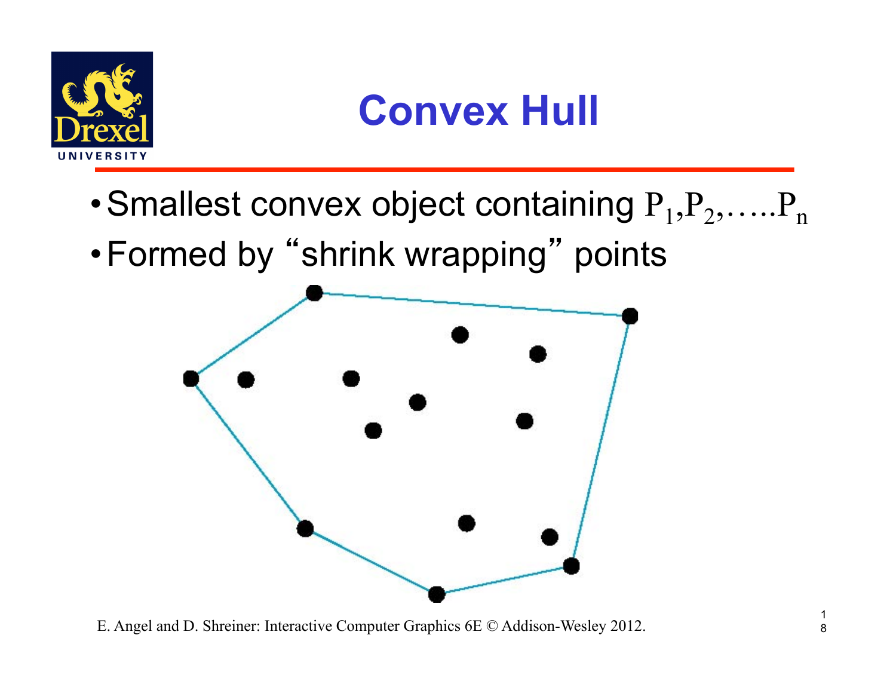# Convex Hull

- Smallest convex object containing $P_1, P_2, \ldots.. P_n$
- Formed by "shrink wrapping" points

E. Angel and D. Shreiner: Interactive Computer Graphics 6E © Addison-Wesley 2012.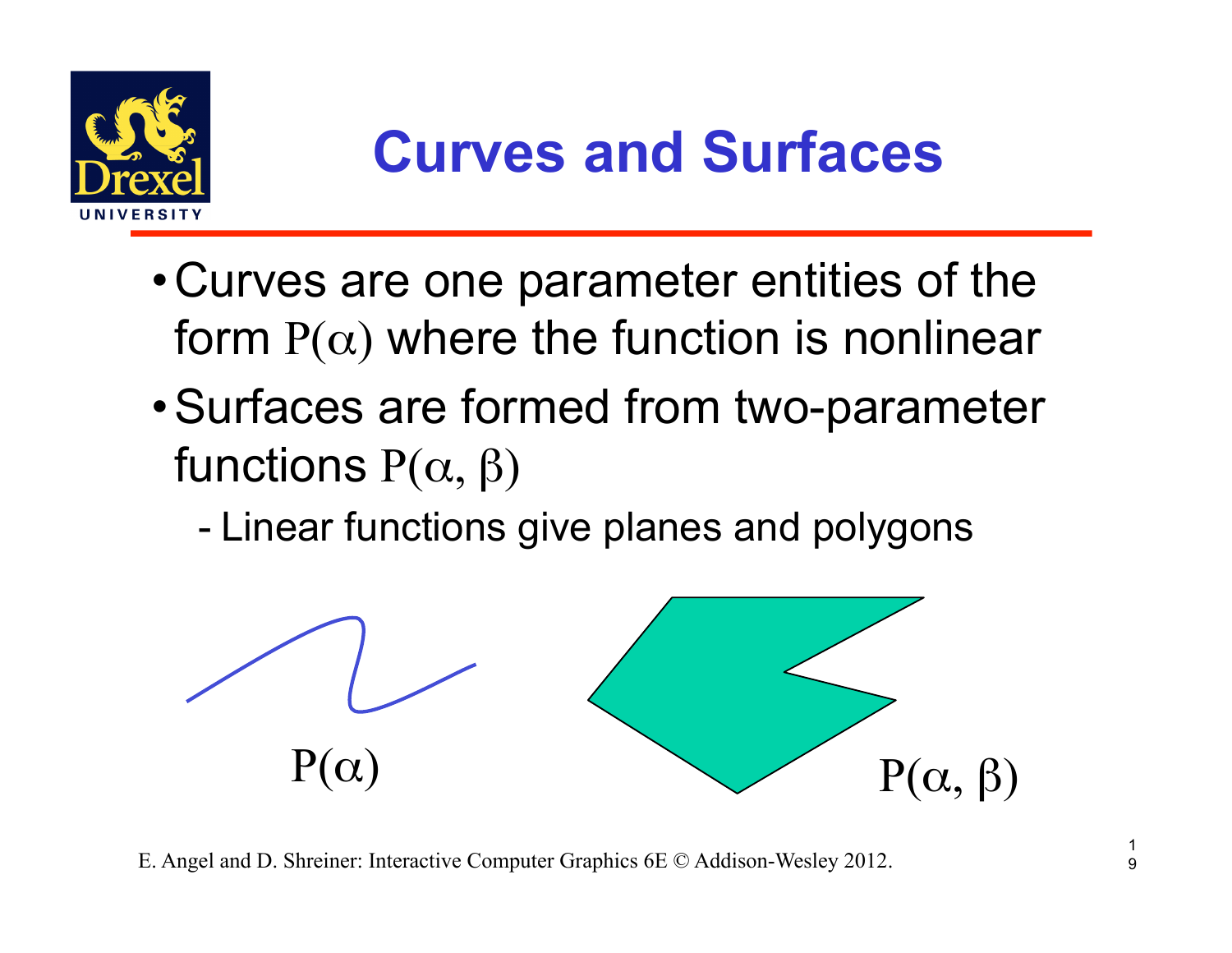# Curves and Surfaces

- Curves are one parameter entities of the form $P(\alpha)$ where the function is nonlinear
- Surfaces are formed from two-parameter functions $P(\alpha, \beta)$
  - Linear functions give planes and polygons

$P(\alpha)$

$P(\alpha, \beta)$

E. Angel and D. Shreiner: Interactive Computer Graphics 6E © Addison-Wesley 2012.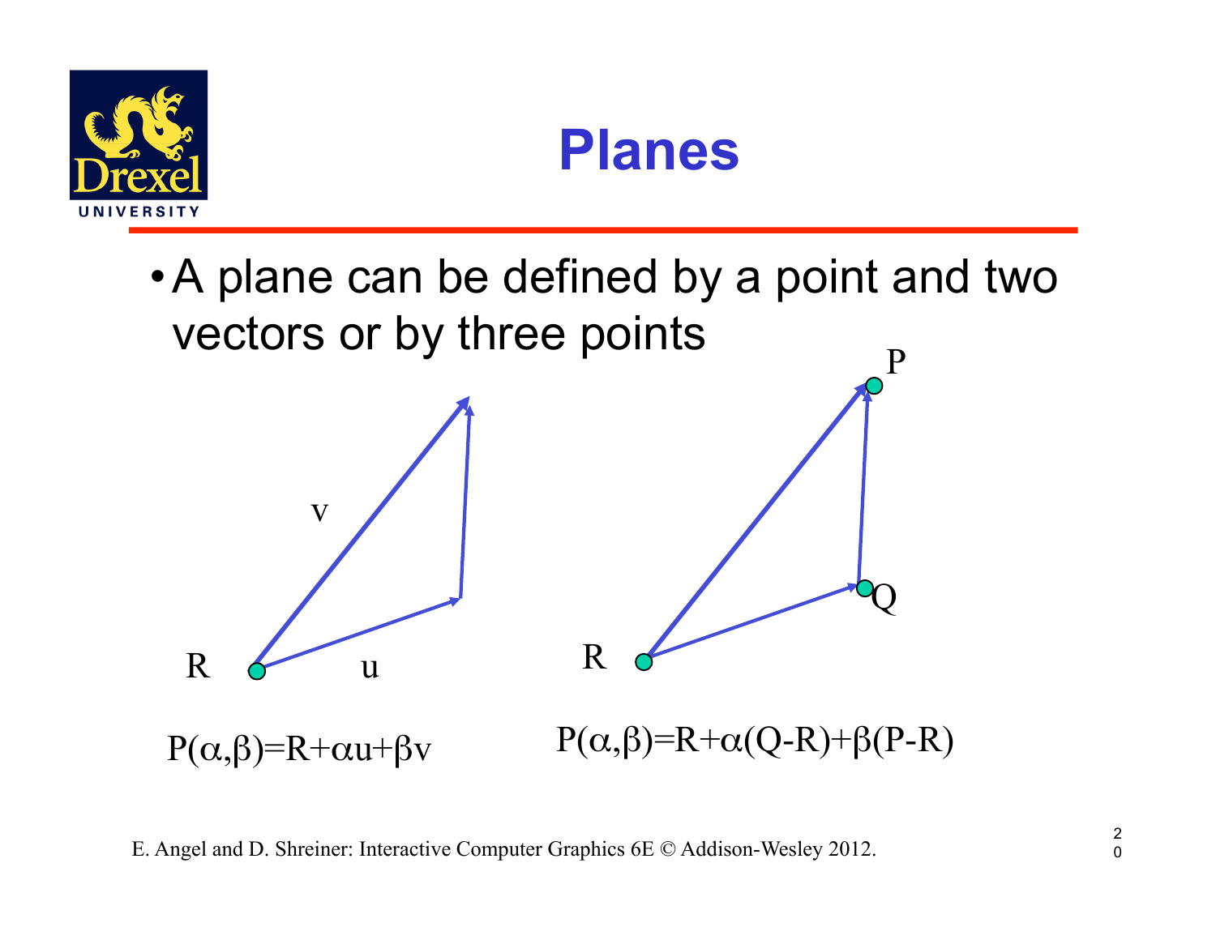# Planes

- A plane can be defined by a point and two vectors or by three points

$$P(\alpha,\beta)=R+\alpha u+\beta v$$

$$P(\alpha,\beta)=R+\alpha(Q-R)+\beta(P-R)$$

E. Angel and D. Shreiner: Interactive Computer Graphics 6E © Addison-Wesley 2012.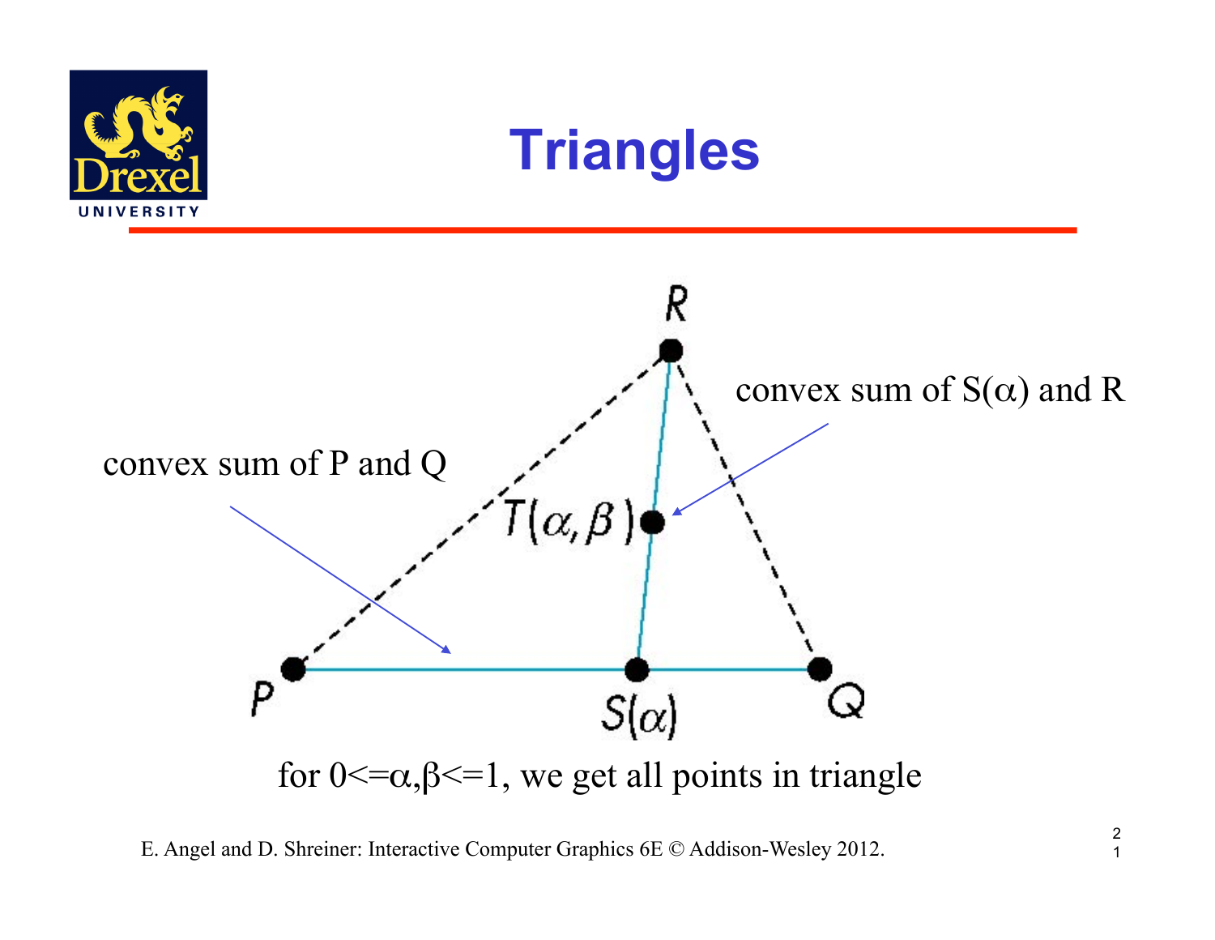# Triangles

convex sum of P and Q

convex sum of $S(\alpha)$ and R

for $0 <= \alpha, \beta <= 1$, we get all points in triangle

E. Angel and D. Shreiner: Interactive Computer Graphics 6E © Addison-Wesley 2012.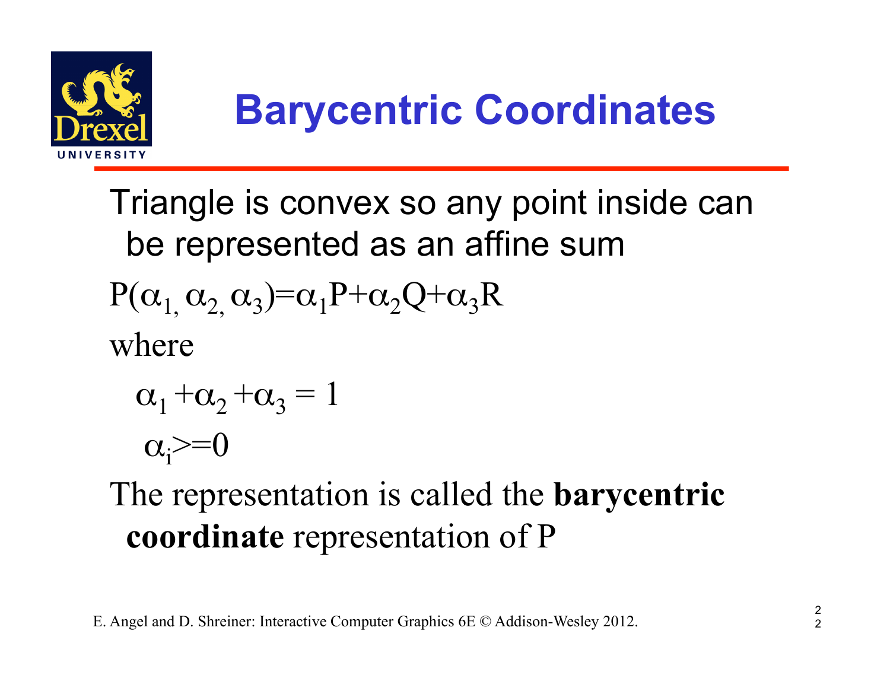# Barycentric Coordinates

Triangle is convex so any point inside can be represented as an affine sum

$$P(\alpha_1, \alpha_2, \alpha_3) = \alpha_1 P + \alpha_2 Q + \alpha_3 R$$

where

$$\alpha_1 + \alpha_2 + \alpha_3 = 1$$

$$\alpha_i >= 0$$

The representation is called the **barycentric coordinate** representation of P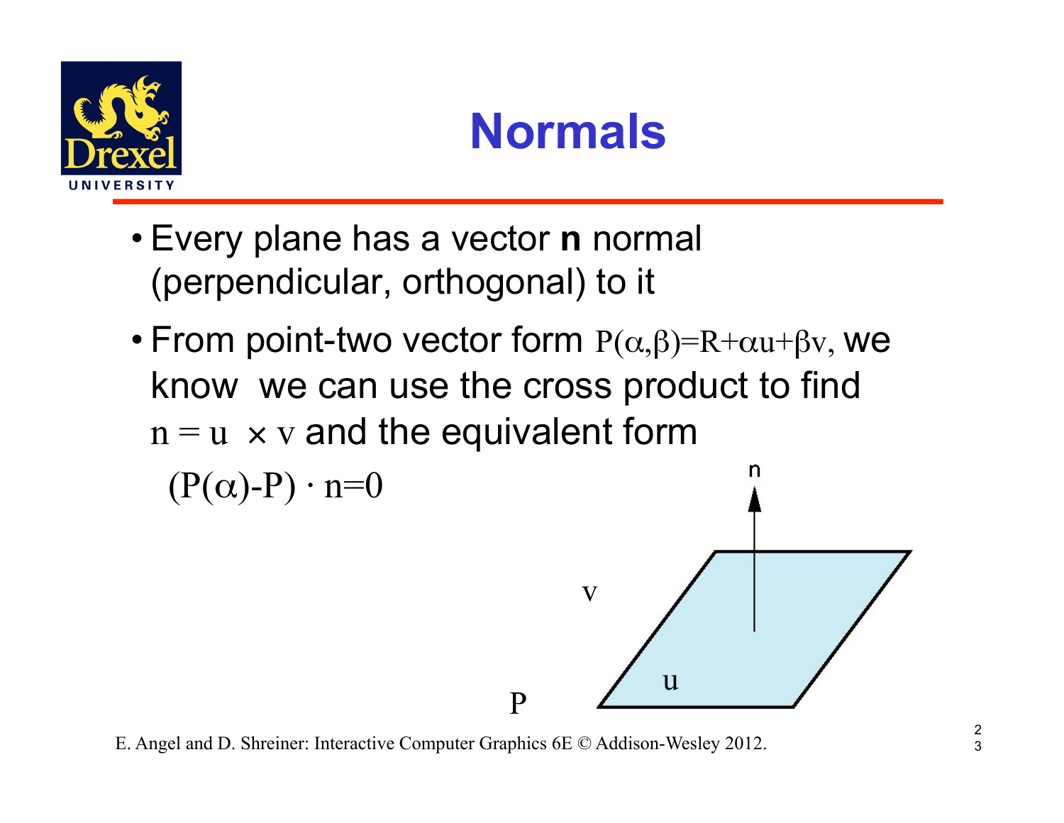# Normals

- Every plane has a vector **n** normal (perpendicular, orthogonal) to it
- From point-two vector form $P(\alpha,\beta)=R+\alpha u+\beta v$, we know we can use the cross product to find $n = u \times v$ and the equivalent form

  $(P(\alpha)-P) \cdot n=0$

E. Angel and D. Shreiner: Interactive Computer Graphics 6E © Addison-Wesley 2012.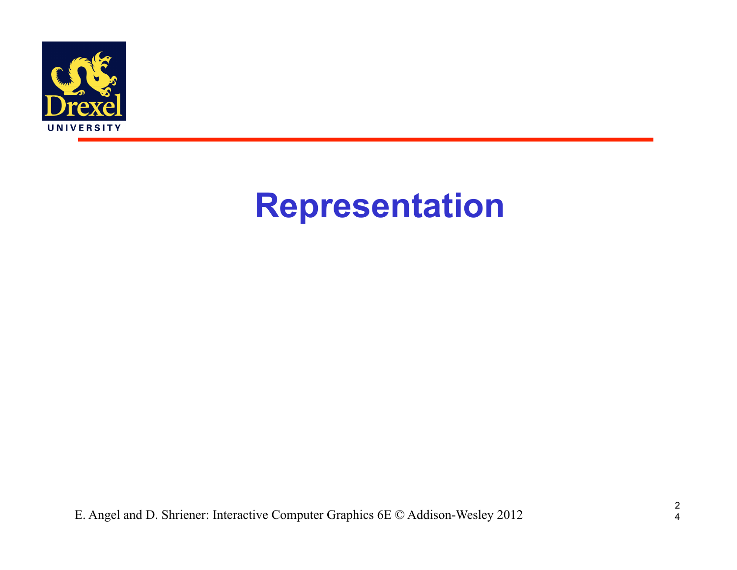# Representation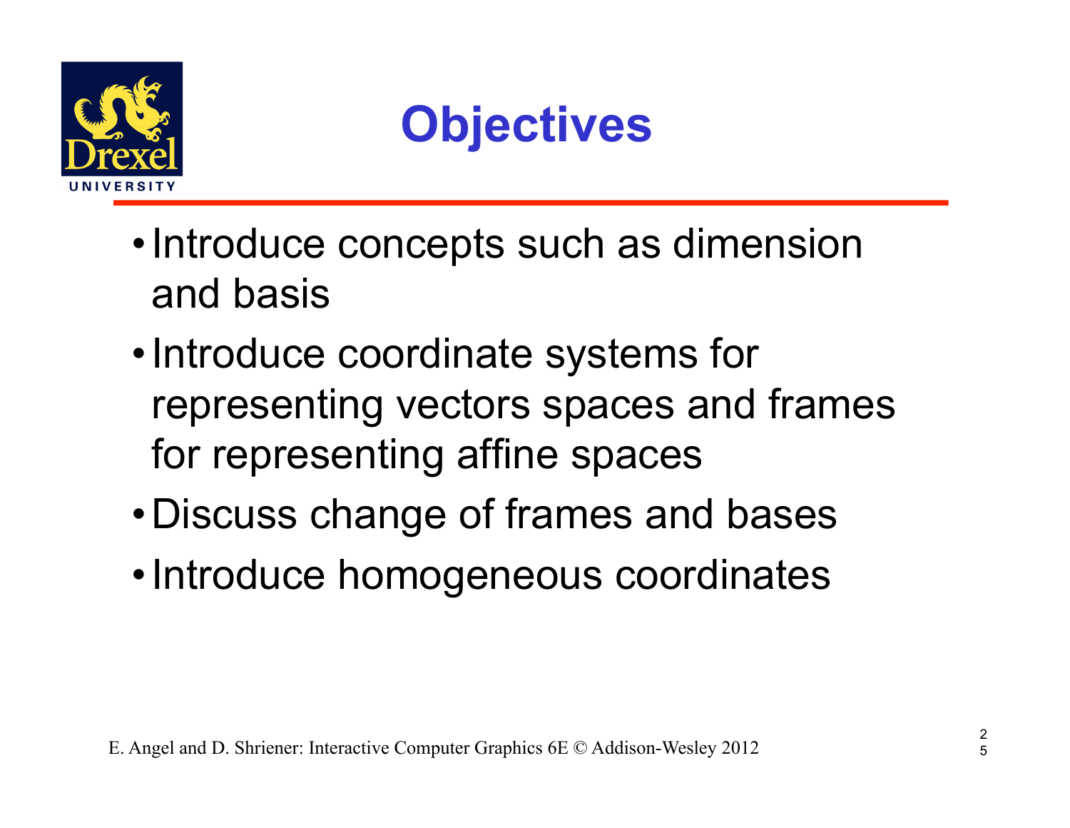# Objectives

- Introduce concepts such as dimension and basis
- Introduce coordinate systems for representing vectors spaces and frames for representing affine spaces
- Discuss change of frames and bases
- Introduce homogeneous coordinates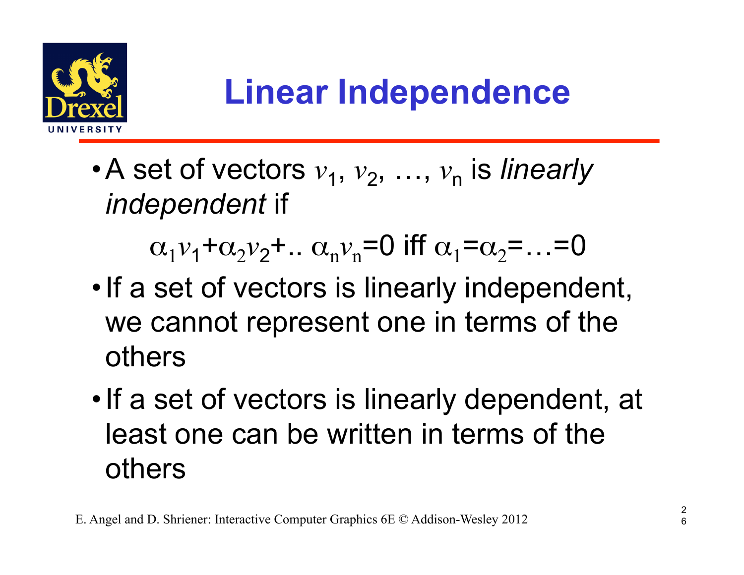# Linear Independence

- A set of vectors $v_1, v_2, \ldots, v_n$ is *linearly independent* if

$$\alpha_1 v_1 + \alpha_2 v_2 + .. \alpha_n v_n = 0 \text{ iff } \alpha_1 = \alpha_2 = \ldots = 0$$

- If a set of vectors is linearly independent, we cannot represent one in terms of the others
- If a set of vectors is linearly dependent, at least one can be written in terms of the others

E. Angel and D. Shriener: Interactive Computer Graphics 6E © Addison-Wesley 2012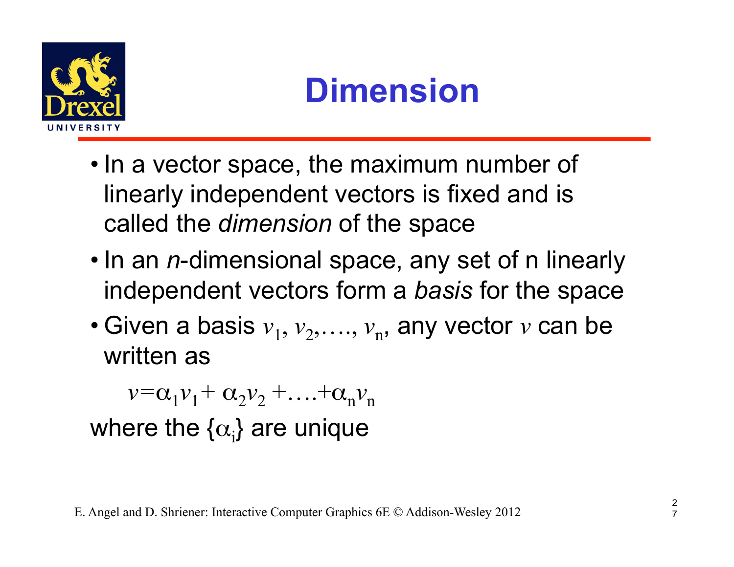# Dimension

- In a vector space, the maximum number of linearly independent vectors is fixed and is called the *dimension* of the space
- In an *n*-dimensional space, any set of n linearly independent vectors form a *basis* for the space
- Given a basis $v_1, v_2, \ldots, v_n$, any vector $v$ can be written as

$$v = \alpha_1 v_1 + \alpha_2 v_2 + \ldots + \alpha_n v_n$$

where the $\{\alpha_i\}$ are unique

E. Angel and D. Shriener: Interactive Computer Graphics 6E © Addison-Wesley 2012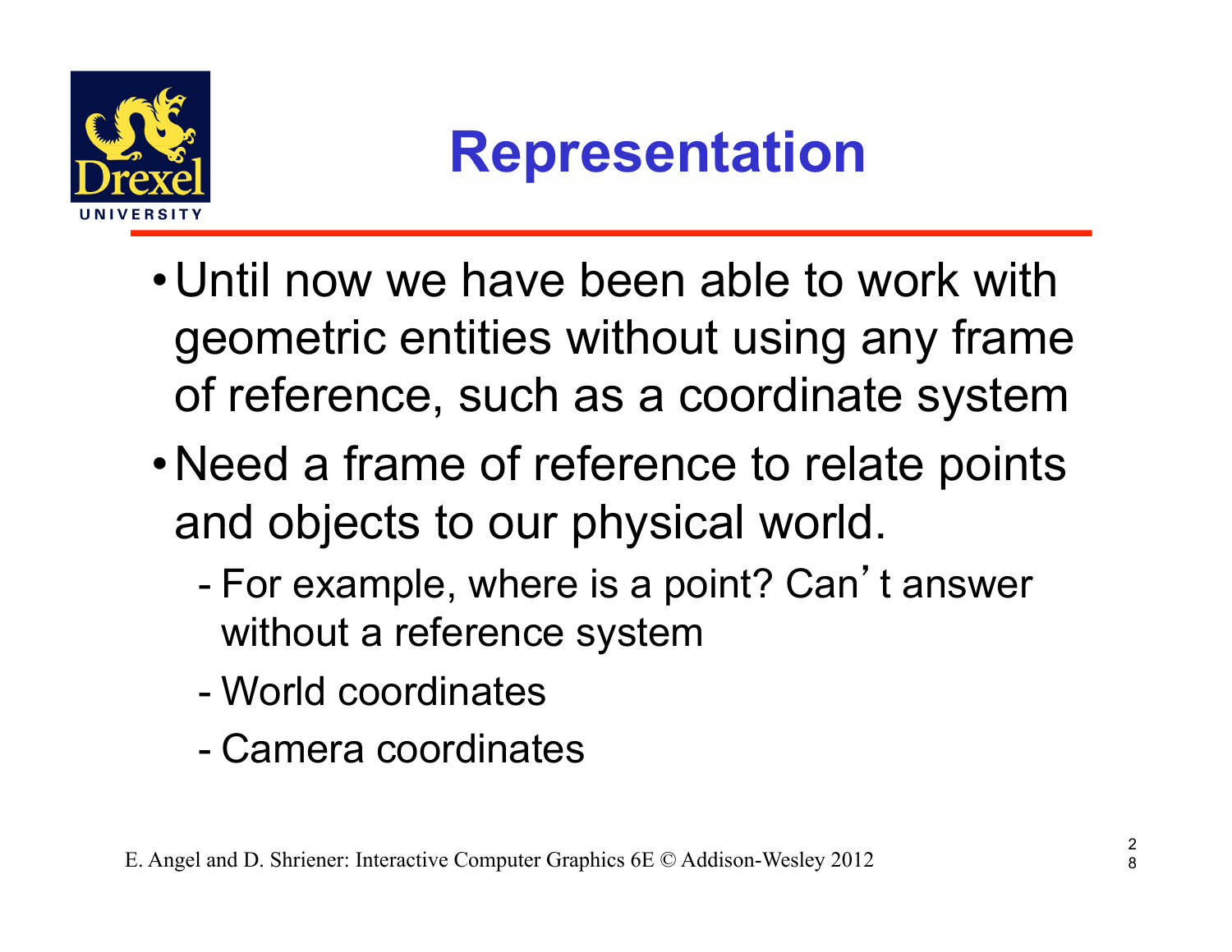# Representation

- Until now we have been able to work with geometric entities without using any frame of reference, such as a coordinate system
- Need a frame of reference to relate points and objects to our physical world.
  - For example, where is a point? Can't answer without a reference system
  - World coordinates
  - Camera coordinates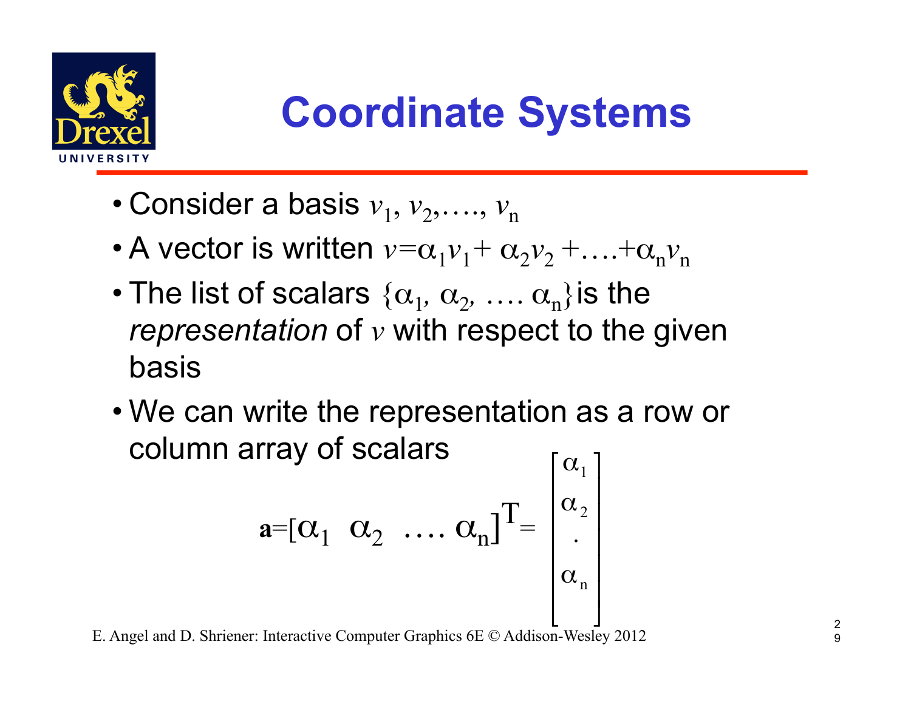# Coordinate Systems

- Consider a basis $v_1, v_2, \ldots, v_n$
- A vector is written $v = \alpha_1 v_1 + \alpha_2 v_2 + \ldots + \alpha_n v_n$
- The list of scalars $\{\alpha_1, \alpha_2, \ldots \alpha_n\}$ is the *representation* of $v$ with respect to the given basis
- We can write the representation as a row or column array of scalars

$$\mathbf{a} = [\alpha_1 \;\; \alpha_2 \;\; \ldots \; \alpha_n]^T = \begin{bmatrix} \alpha_1 \\ \alpha_2 \\ . \\ \alpha_n \end{bmatrix}$$

E. Angel and D. Shriener: Interactive Computer Graphics 6E © Addison-Wesley 2012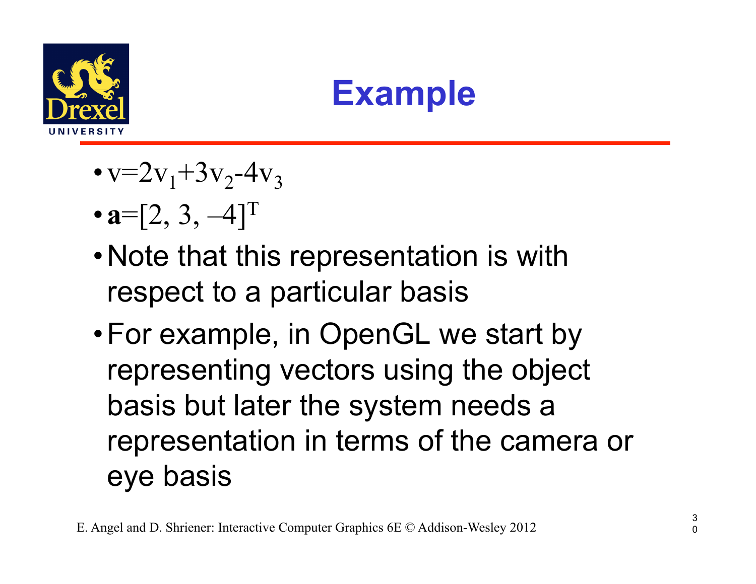# Example

- $v=2v_1+3v_2-4v_3$
- $\mathbf{a}=[2, 3, -4]^T$
- Note that this representation is with respect to a particular basis
- For example, in OpenGL we start by representing vectors using the object basis but later the system needs a representation in terms of the camera or eye basis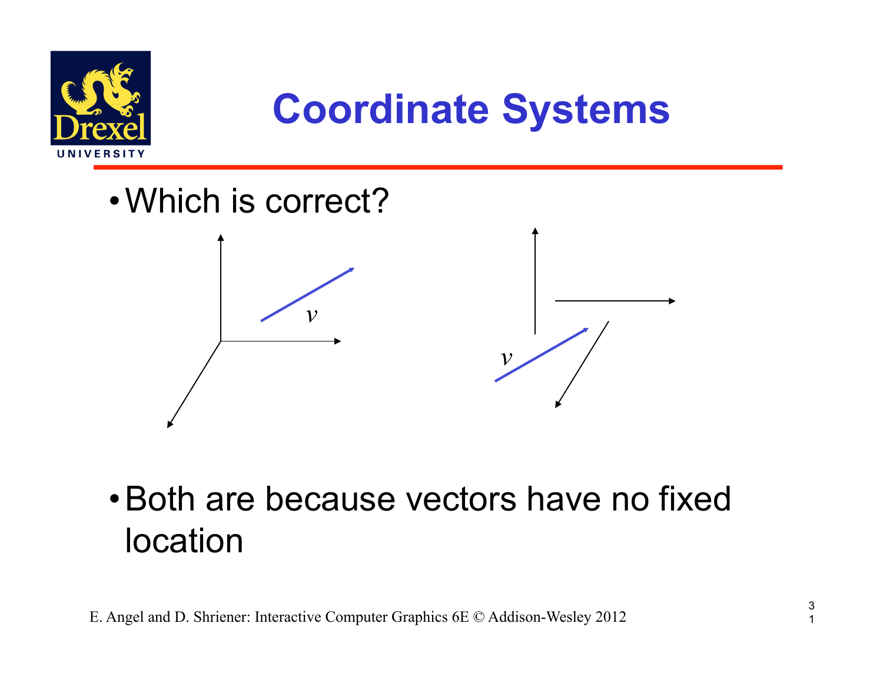# Coordinate Systems

- Which is correct?

- Both are because vectors have no fixed location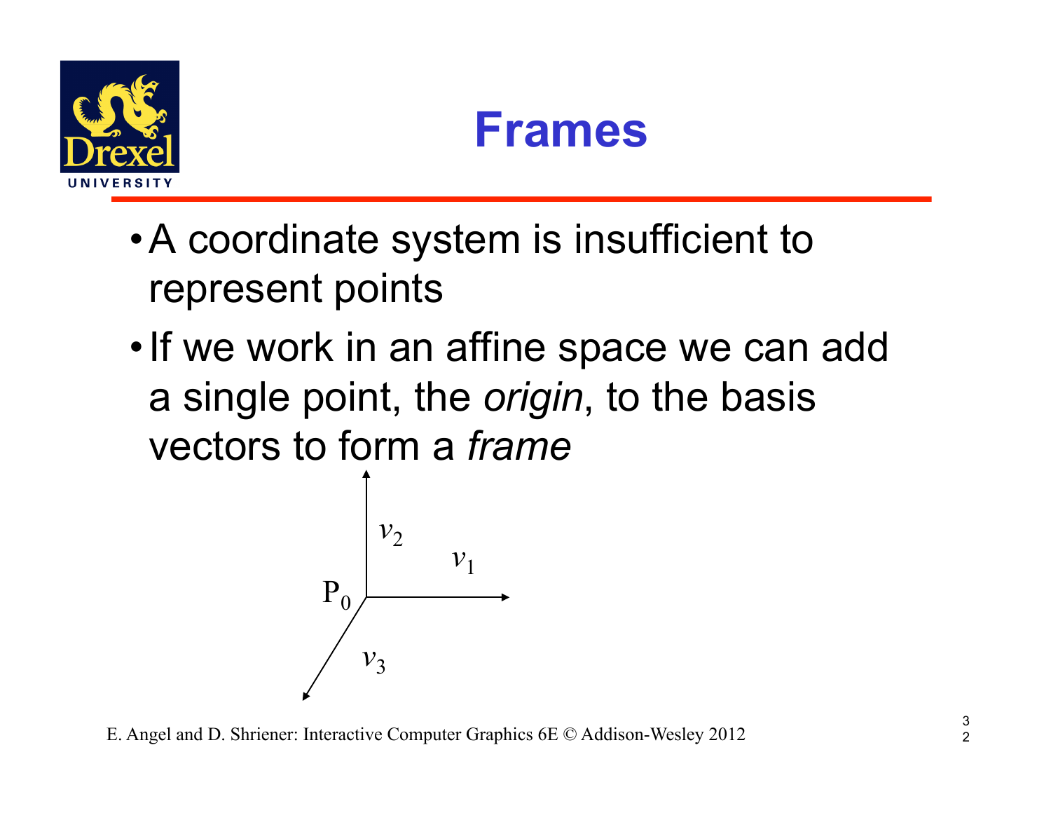# Frames

- A coordinate system is insufficient to represent points
- If we work in an affine space we can add a single point, the *origin*, to the basis vectors to form a *frame*

$P_0$, $v_1$, $v_2$, $v_3$

E. Angel and D. Shriener: Interactive Computer Graphics 6E © Addison-Wesley 2012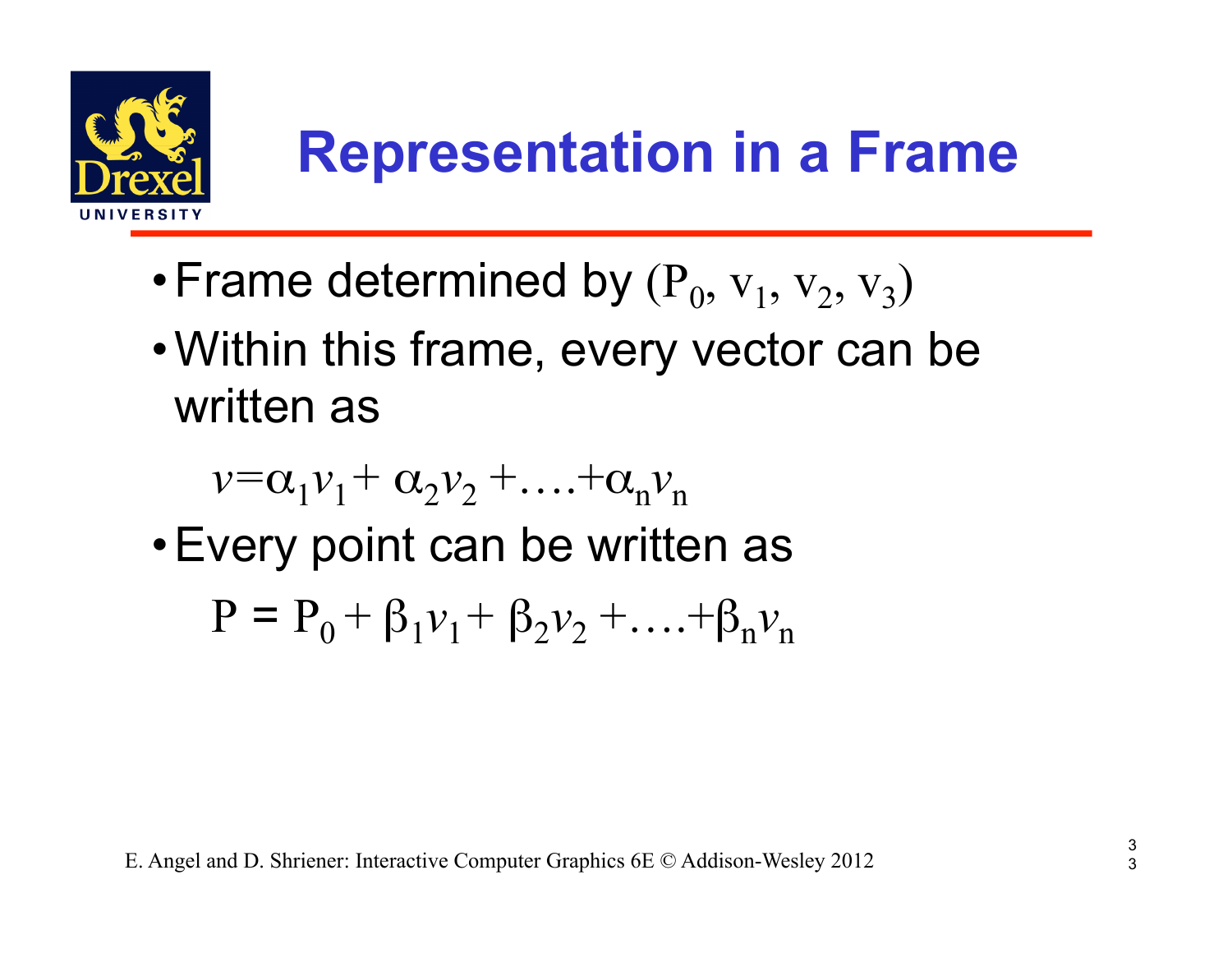# Representation in a Frame

- Frame determined by $(P_0, v_1, v_2, v_3)$
- Within this frame, every vector can be written as

$$v = \alpha_1 v_1 + \alpha_2 v_2 + \ldots + \alpha_n v_n$$

- Every point can be written as

$$P = P_0 + \beta_1 v_1 + \beta_2 v_2 + \ldots + \beta_n v_n$$

E. Angel and D. Shriener: Interactive Computer Graphics 6E © Addison-Wesley 2012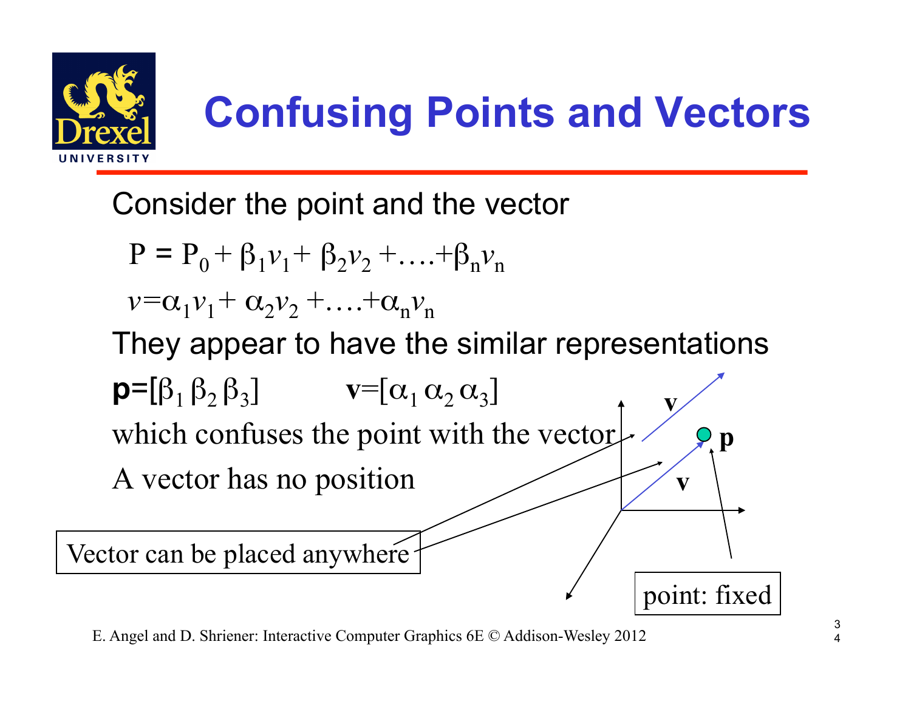# Confusing Points and Vectors

Consider the point and the vector

$$P = P_0 + \beta_1 v_1 + \beta_2 v_2 + \ldots + \beta_n v_n$$

$$v = \alpha_1 v_1 + \alpha_2 v_2 + \ldots + \alpha_n v_n$$

They appear to have the similar representations

$\mathbf{p} = [\beta_1\ \beta_2\ \beta_3]$ $\qquad$ $\mathbf{v} = [\alpha_1\ \alpha_2\ \alpha_3]$

which confuses the point with the vector

A vector has no position

Vector can be placed anywhere

point: fixed

E. Angel and D. Shriener: Interactive Computer Graphics 6E © Addison-Wesley 2012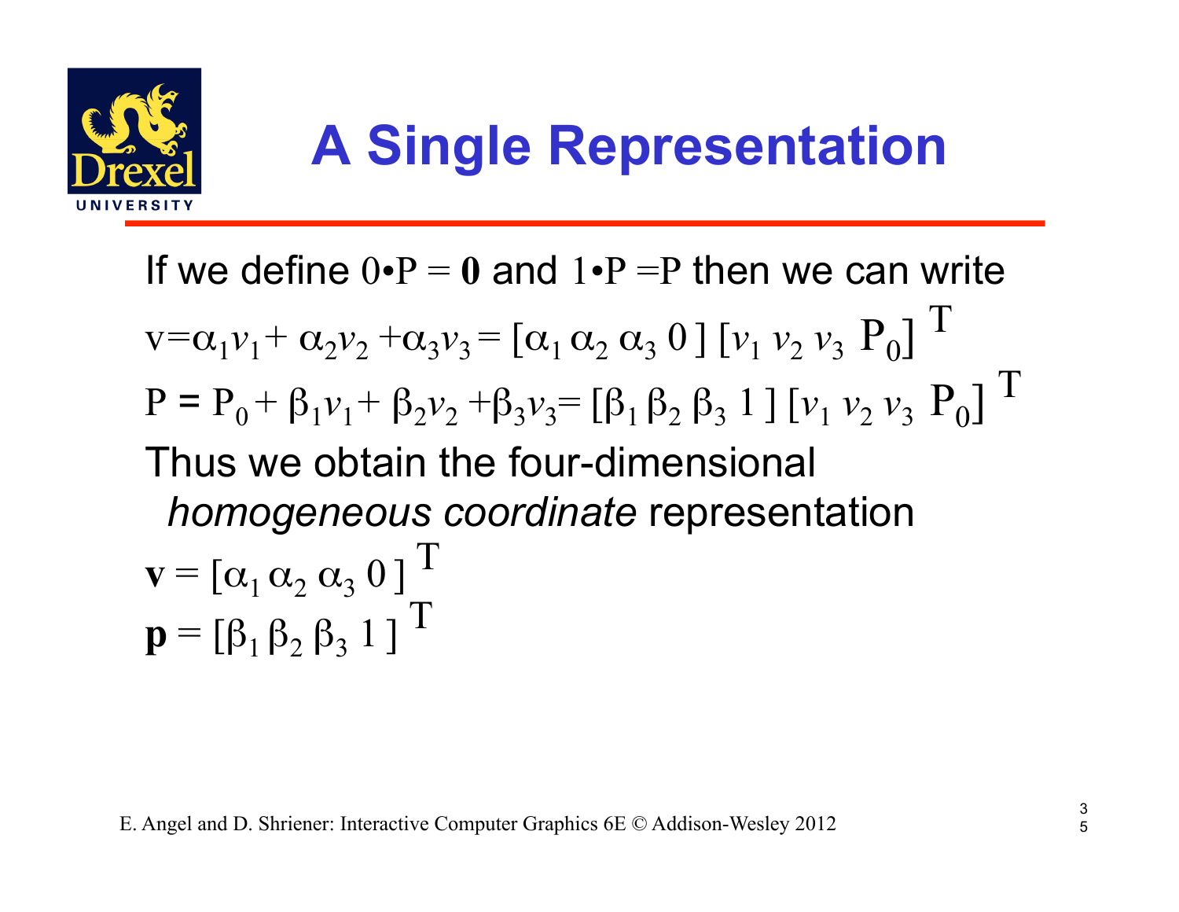# A Single Representation

If we define $0 \cdot P = \mathbf{0}$ and $1 \cdot P = P$ then we can write

$v = \alpha_1 v_1 + \alpha_2 v_2 + \alpha_3 v_3 = [\alpha_1 \; \alpha_2 \; \alpha_3 \; 0] \; [v_1 \; v_2 \; v_3 \; P_0]^T$

$P = P_0 + \beta_1 v_1 + \beta_2 v_2 + \beta_3 v_3 = [\beta_1 \; \beta_2 \; \beta_3 \; 1] \; [v_1 \; v_2 \; v_3 \; P_0]^T$

Thus we obtain the four-dimensional *homogeneous coordinate* representation

$\mathbf{v} = [\alpha_1 \; \alpha_2 \; \alpha_3 \; 0]^T$

$\mathbf{p} = [\beta_1 \; \beta_2 \; \beta_3 \; 1]^T$

E. Angel and D. Shriener: Interactive Computer Graphics 6E © Addison-Wesley 2012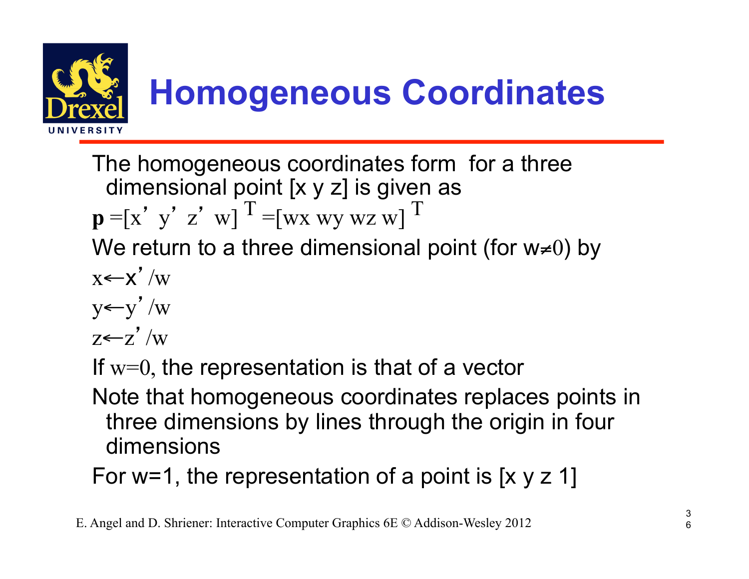# Homogeneous Coordinates

The homogeneous coordinates form for a three dimensional point [x y z] is given as

$$\mathbf{p} = [x' \; y' \; z' \; w]^T = [wx \; wy \; wz \; w]^T$$

We return to a three dimensional point (for $w \neq 0$) by

$x \leftarrow x'/w$

$y \leftarrow y'/w$

$z \leftarrow z'/w$

If $w=0$, the representation is that of a vector

Note that homogeneous coordinates replaces points in three dimensions by lines through the origin in four dimensions

For w=1, the representation of a point is [x y z 1]

E. Angel and D. Shriener: Interactive Computer Graphics 6E © Addison-Wesley 2012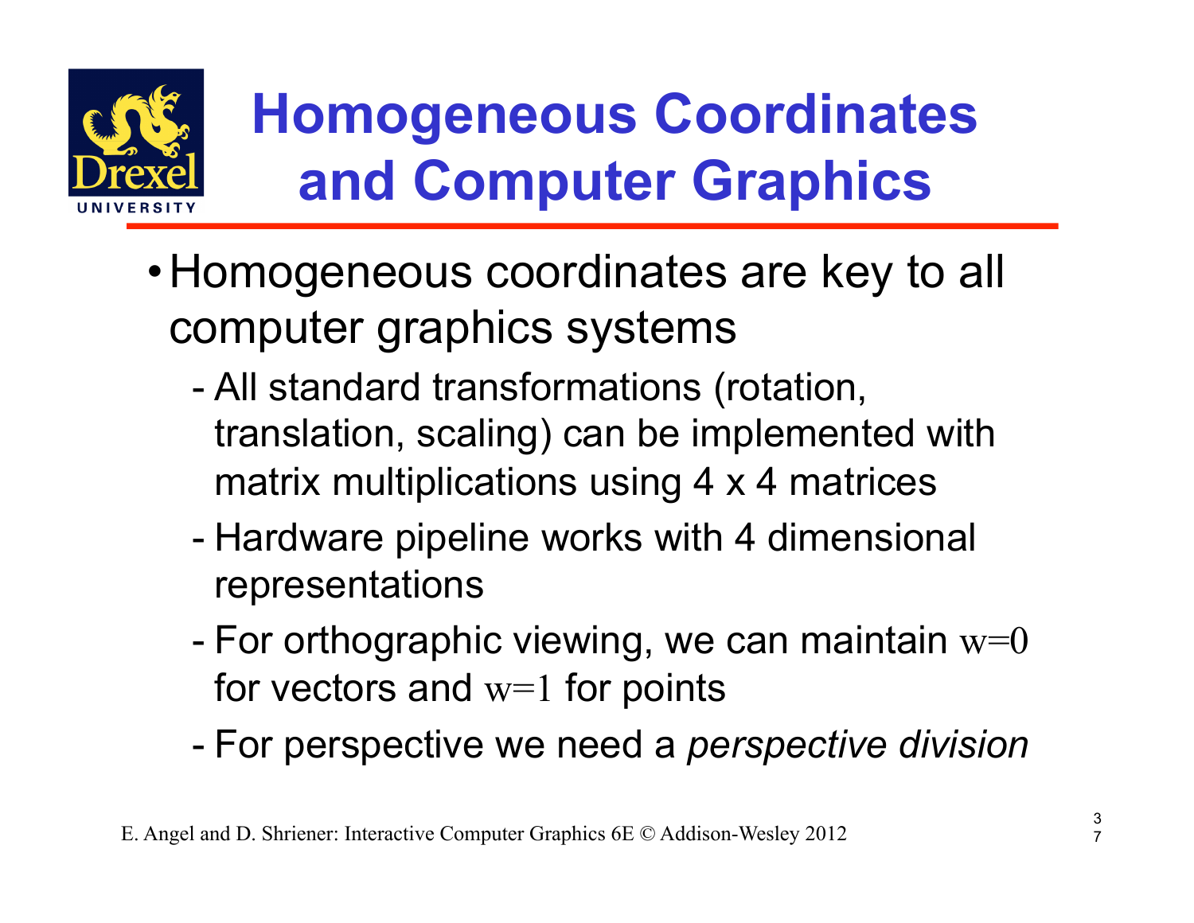# Homogeneous Coordinates and Computer Graphics

- Homogeneous coordinates are key to all computer graphics systems
  - All standard transformations (rotation, translation, scaling) can be implemented with matrix multiplications using 4 x 4 matrices
  - Hardware pipeline works with 4 dimensional representations
  - For orthographic viewing, we can maintain $w=0$ for vectors and $w=1$ for points
  - For perspective we need a *perspective division*

E. Angel and D. Shriener: Interactive Computer Graphics 6E © Addison-Wesley 2012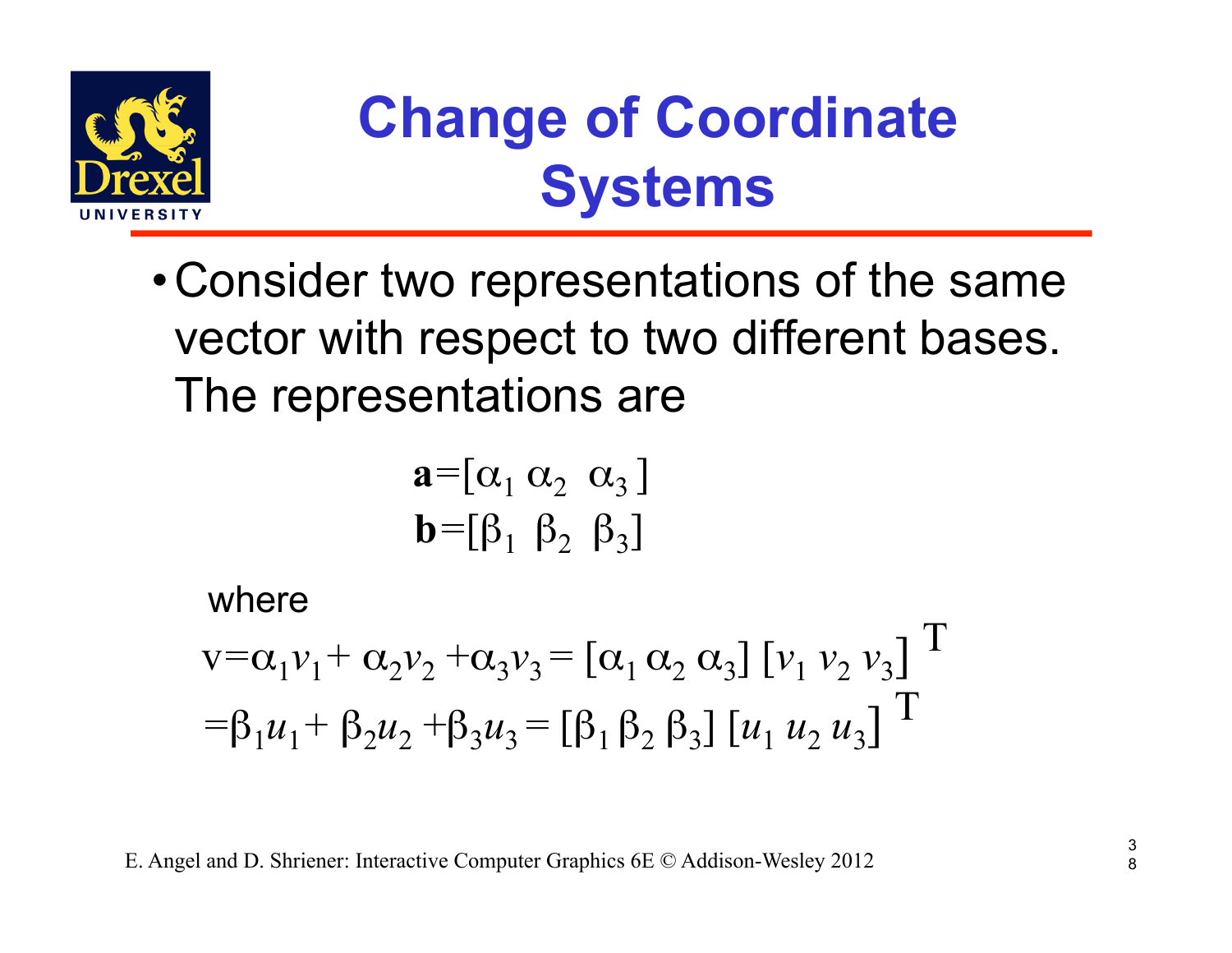# Change of Coordinate Systems

- Consider two representations of the same vector with respect to two different bases. The representations are

$$\mathbf{a} = [\alpha_1 \ \alpha_2 \ \alpha_3]$$
$$\mathbf{b} = [\beta_1 \ \beta_2 \ \beta_3]$$

where

$$v = \alpha_1 v_1 + \alpha_2 v_2 + \alpha_3 v_3 = [\alpha_1 \ \alpha_2 \ \alpha_3] \, [v_1 \ v_2 \ v_3]^T$$
$$= \beta_1 u_1 + \beta_2 u_2 + \beta_3 u_3 = [\beta_1 \ \beta_2 \ \beta_3] \, [u_1 \ u_2 \ u_3]^T$$

E. Angel and D. Shriener: Interactive Computer Graphics 6E © Addison-Wesley 2012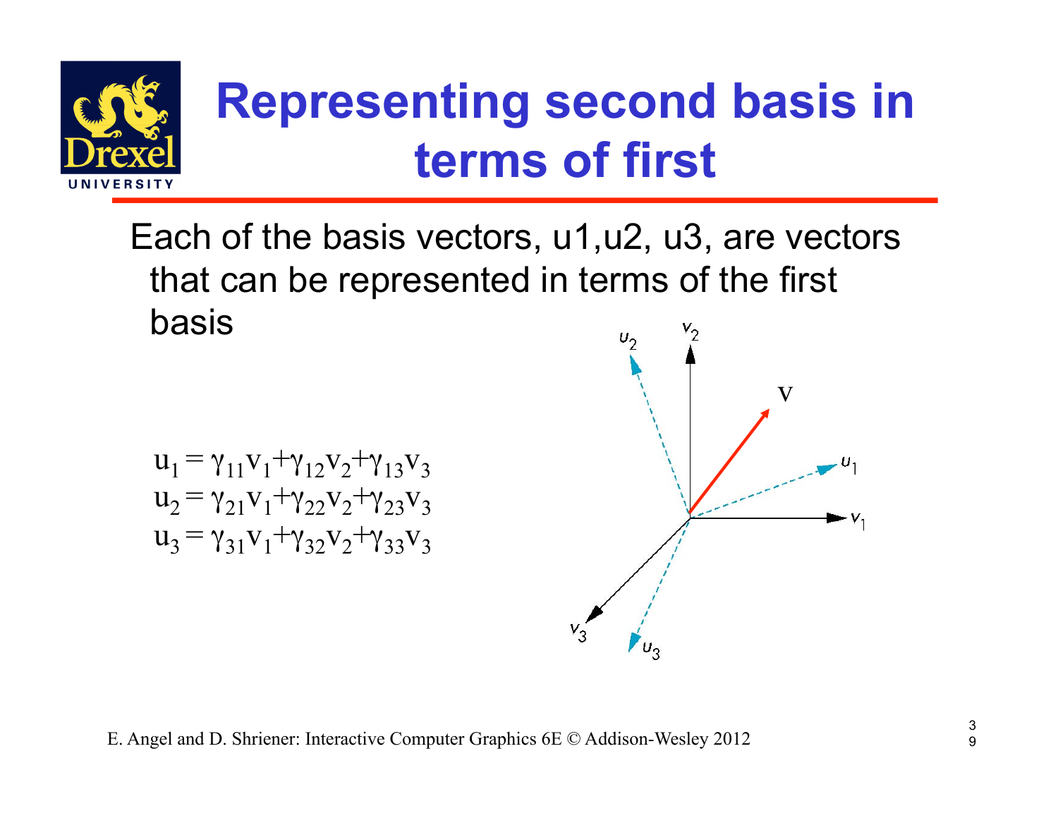# Representing second basis in terms of first

Each of the basis vectors, u1,u2, u3, are vectors that can be represented in terms of the first basis

$$u_1 = \gamma_{11}v_1+\gamma_{12}v_2+\gamma_{13}v_3$$
$$u_2 = \gamma_{21}v_1+\gamma_{22}v_2+\gamma_{23}v_3$$
$$u_3 = \gamma_{31}v_1+\gamma_{32}v_2+\gamma_{33}v_3$$

E. Angel and D. Shriener: Interactive Computer Graphics 6E © Addison-Wesley 2012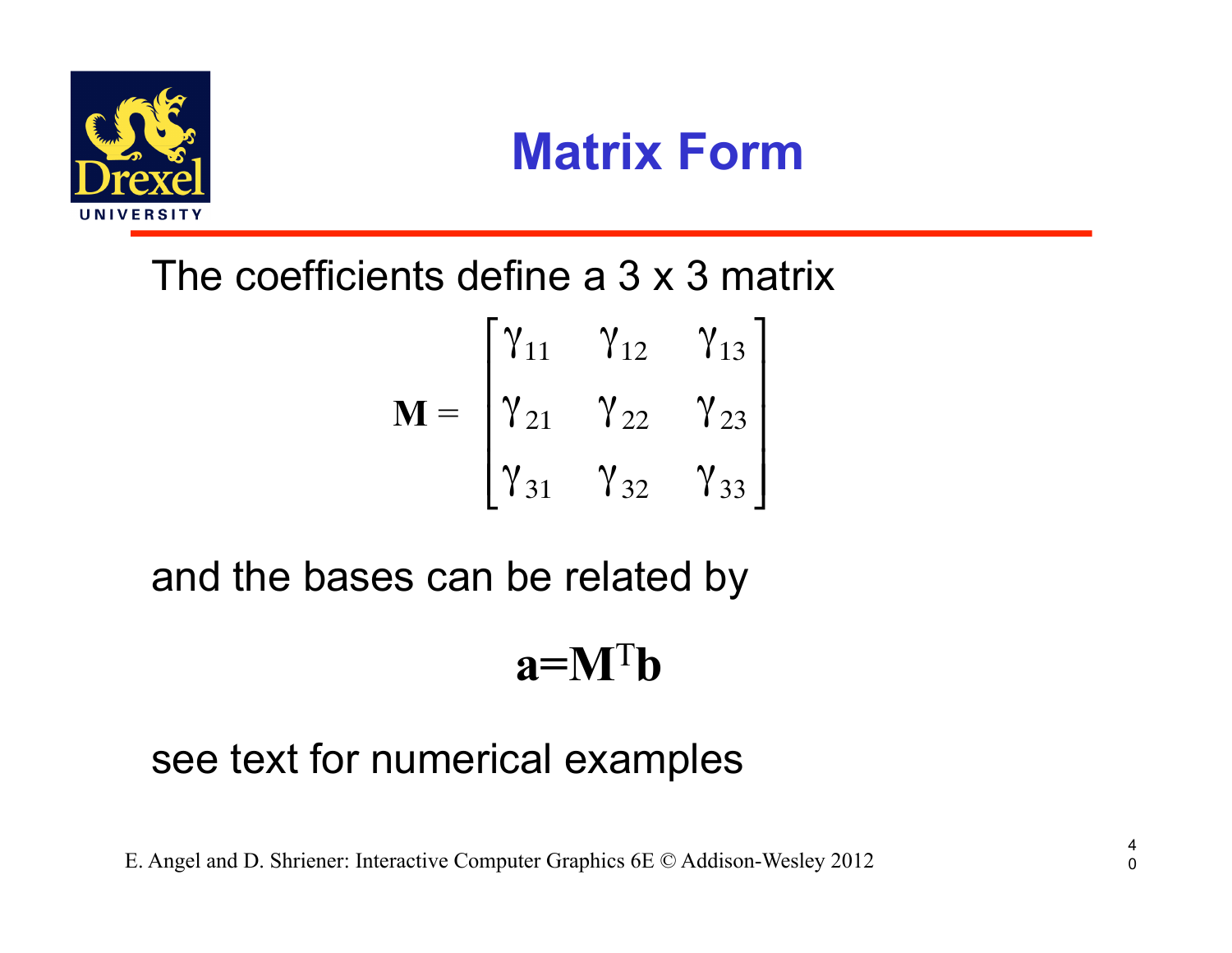# Matrix Form

The coefficients define a 3 x 3 matrix

$$\mathbf{M} = \begin{bmatrix} \gamma_{11} & \gamma_{12} & \gamma_{13} \\ \gamma_{21} & \gamma_{22} & \gamma_{23} \\ \gamma_{31} & \gamma_{32} & \gamma_{33} \end{bmatrix}$$

and the bases can be related by

$$\mathbf{a} = \mathbf{M}^T \mathbf{b}$$

see text for numerical examples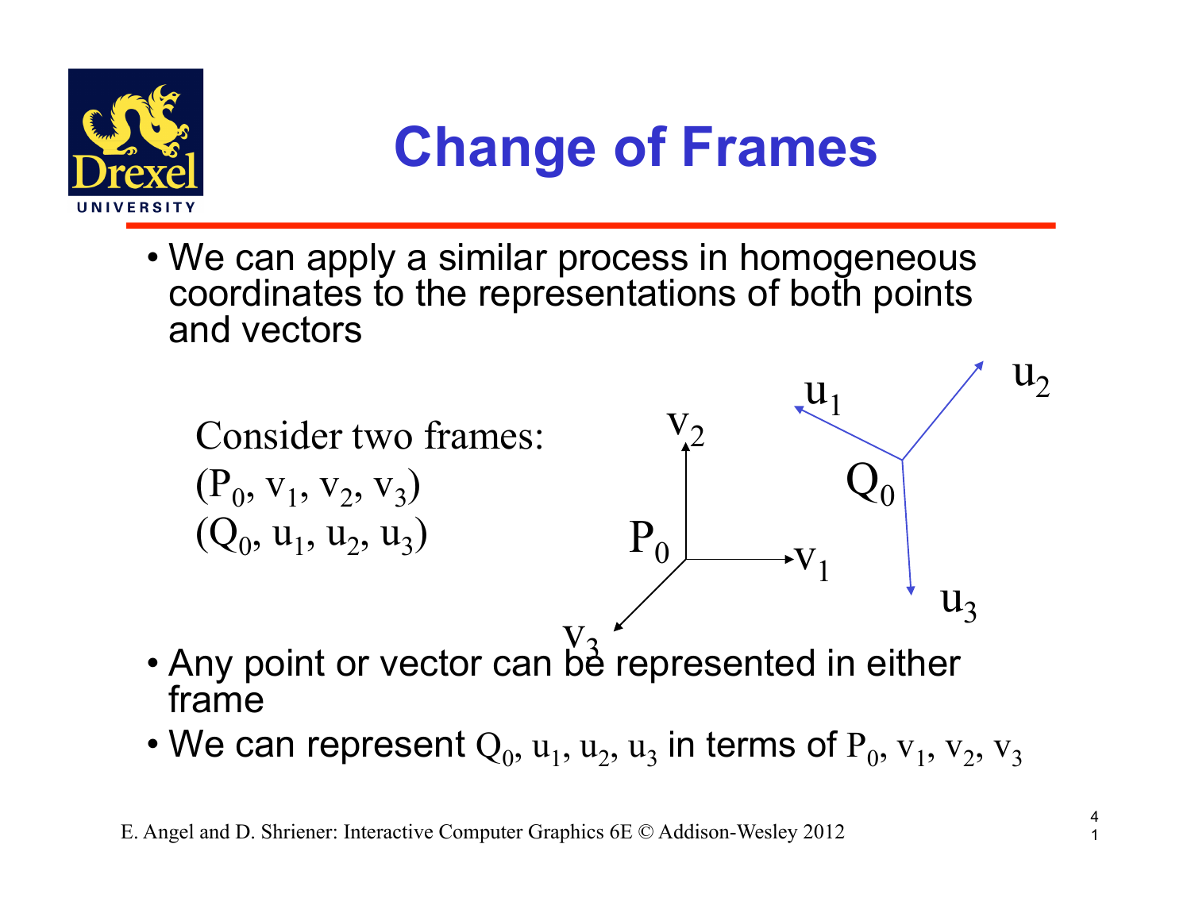# Change of Frames

- We can apply a similar process in homogeneous coordinates to the representations of both points and vectors

Consider two frames:
$(P_0, v_1, v_2, v_3)$
$(Q_0, u_1, u_2, u_3)$

- Any point or vector can be represented in either frame
- We can represent $Q_0, u_1, u_2, u_3$ in terms of $P_0, v_1, v_2, v_3$

E. Angel and D. Shriener: Interactive Computer Graphics 6E © Addison-Wesley 2012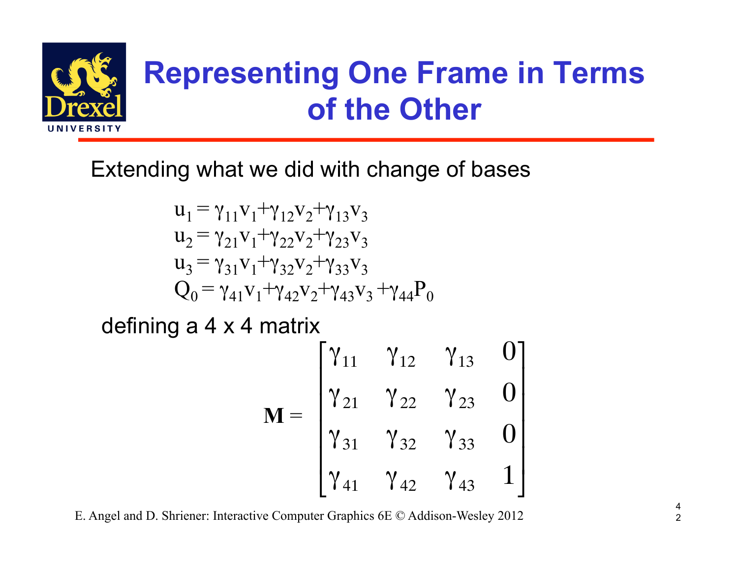# Representing One Frame in Terms of the Other

Extending what we did with change of bases

$$u_1 = \gamma_{11}v_1+\gamma_{12}v_2+\gamma_{13}v_3$$
$$u_2 = \gamma_{21}v_1+\gamma_{22}v_2+\gamma_{23}v_3$$
$$u_3 = \gamma_{31}v_1+\gamma_{32}v_2+\gamma_{33}v_3$$
$$Q_0 = \gamma_{41}v_1+\gamma_{42}v_2+\gamma_{43}v_3 +\gamma_{44}P_0$$

defining a 4 x 4 matrix

$$\mathbf{M} = \begin{bmatrix} \gamma_{11} & \gamma_{12} & \gamma_{13} & 0 \\ \gamma_{21} & \gamma_{22} & \gamma_{23} & 0 \\ \gamma_{31} & \gamma_{32} & \gamma_{33} & 0 \\ \gamma_{41} & \gamma_{42} & \gamma_{43} & 1 \end{bmatrix}$$

E. Angel and D. Shriener: Interactive Computer Graphics 6E © Addison-Wesley 2012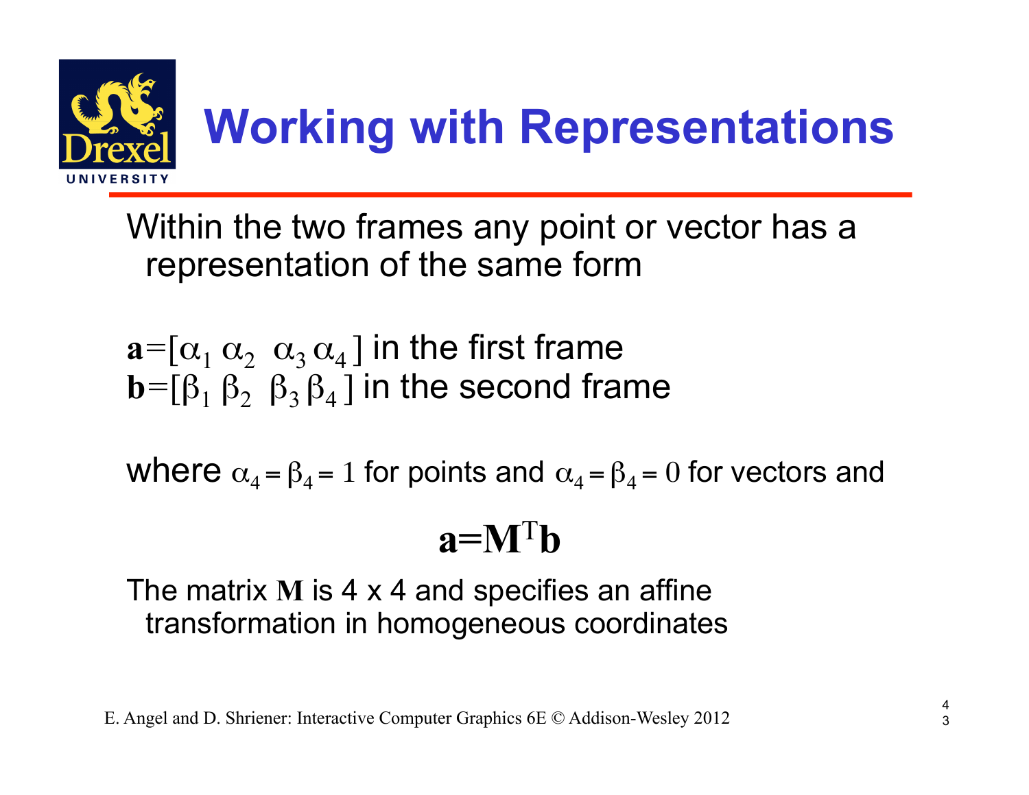# Working with Representations

Within the two frames any point or vector has a representation of the same form

$\mathbf{a}=[\alpha_1\ \alpha_2\ \ \alpha_3\ \alpha_4]$ in the first frame
$\mathbf{b}=[\beta_1\ \beta_2\ \ \beta_3\ \beta_4]$ in the second frame

where $\alpha_4 = \beta_4 = 1$ for points and $\alpha_4 = \beta_4 = 0$ for vectors and

$$\mathbf{a}=\mathbf{M}^{T}\mathbf{b}$$

The matrix $\mathbf{M}$ is 4 x 4 and specifies an affine transformation in homogeneous coordinates

E. Angel and D. Shriener: Interactive Computer Graphics 6E © Addison-Wesley 2012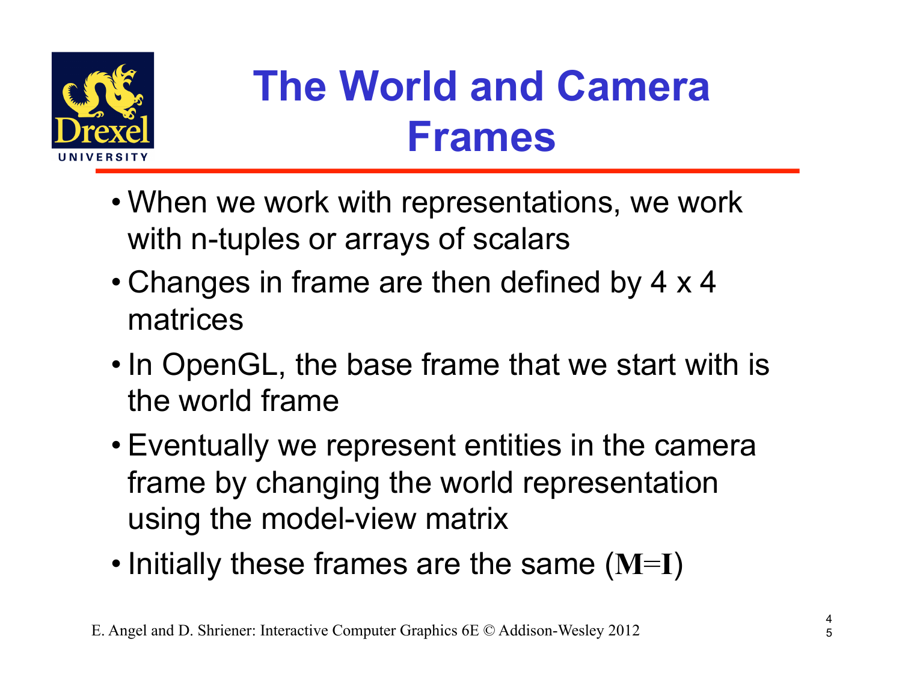# The World and Camera Frames

- When we work with representations, we work with n-tuples or arrays of scalars
- Changes in frame are then defined by 4 x 4 matrices
- In OpenGL, the base frame that we start with is the world frame
- Eventually we represent entities in the camera frame by changing the world representation using the model-view matrix
- Initially these frames are the same ($\mathbf{M}=\mathbf{I}$)

E. Angel and D. Shriener: Interactive Computer Graphics 6E © Addison-Wesley 2012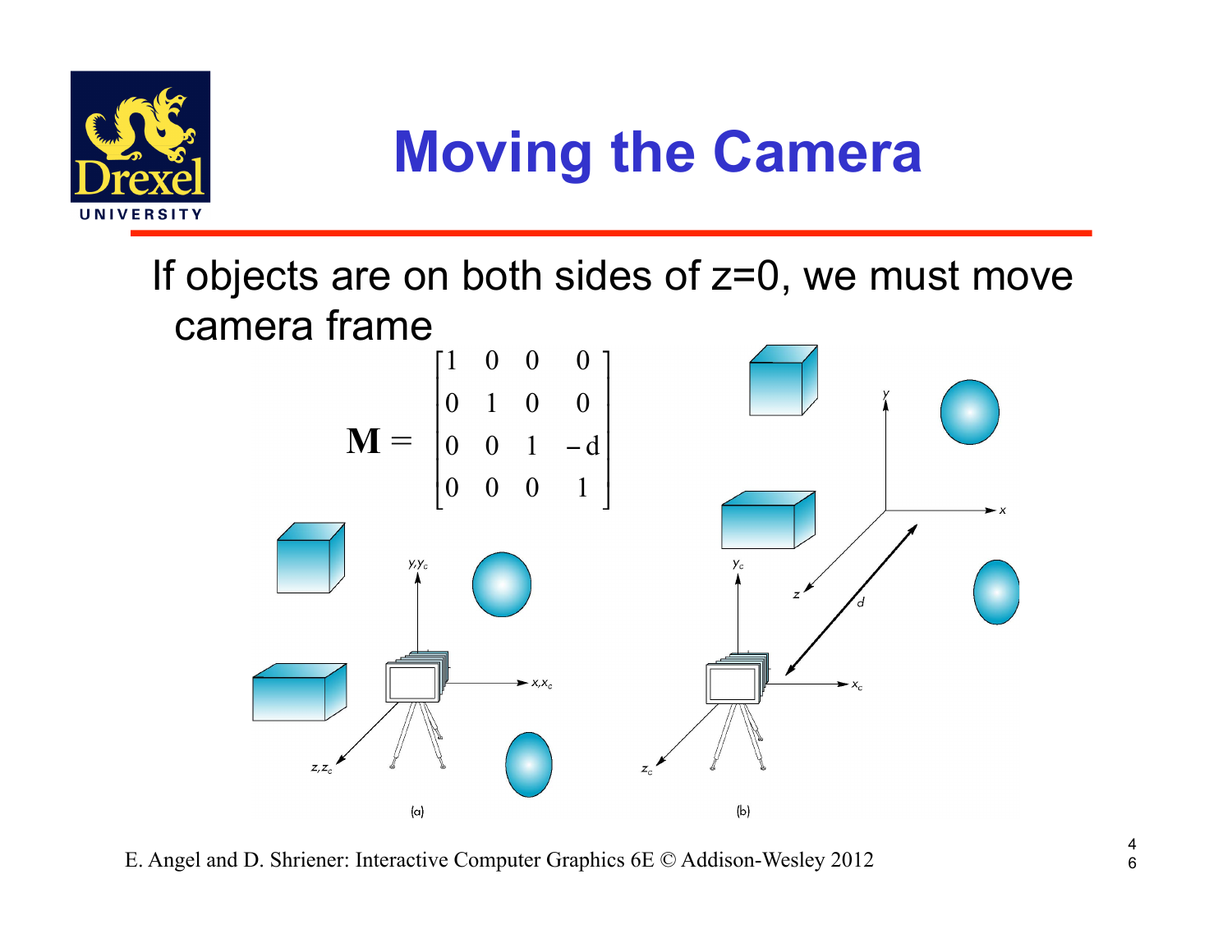# Moving the Camera

If objects are on both sides of z=0, we must move camera frame

$$\mathbf{M} = \begin{bmatrix} 1 & 0 & 0 & 0 \\ 0 & 1 & 0 & 0 \\ 0 & 0 & 1 & -d \\ 0 & 0 & 0 & 1 \end{bmatrix}$$

(a)

(b)

E. Angel and D. Shriener: Interactive Computer Graphics 6E © Addison-Wesley 2012